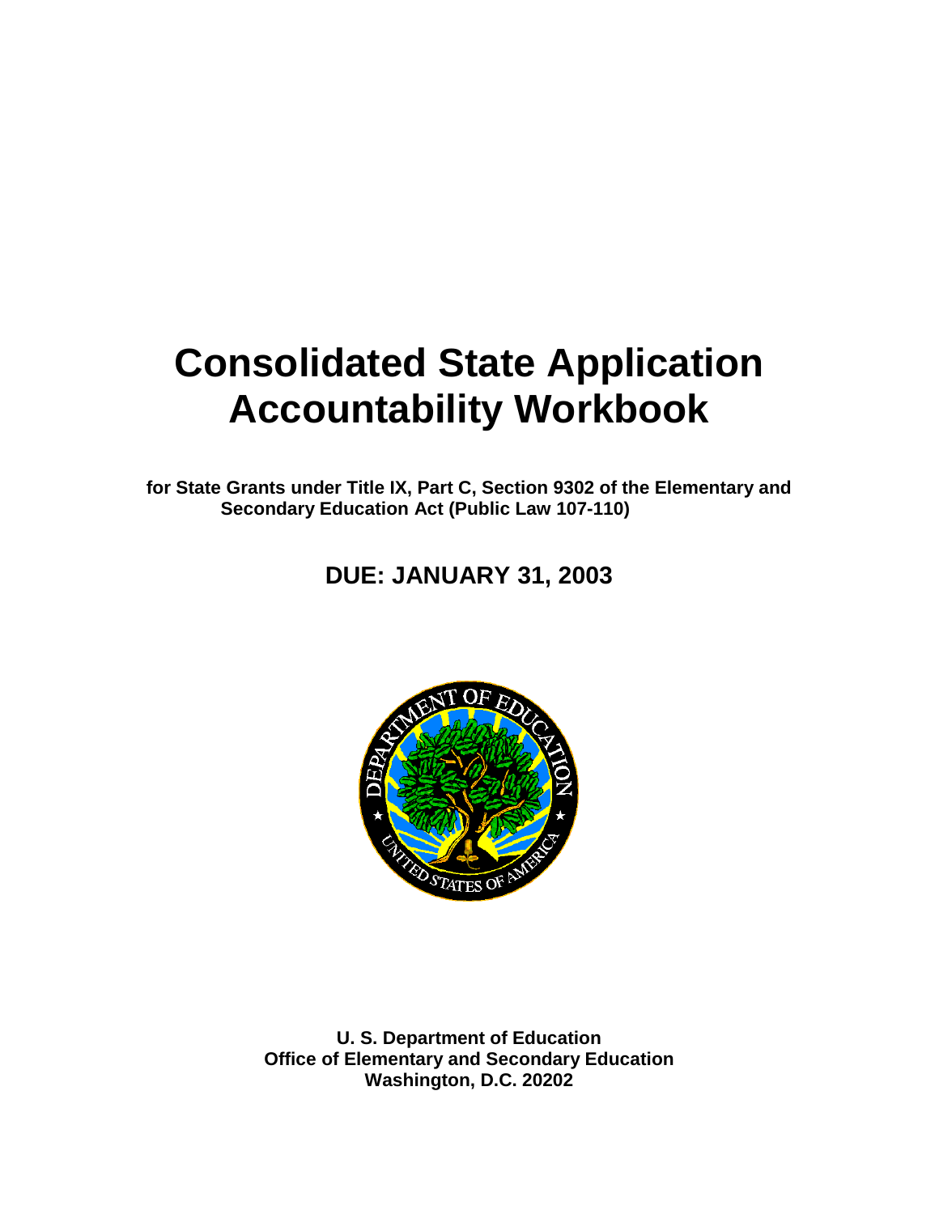# Consolidated State Application Accountability Workbook

**for State Grants under Title IX, Part C, Section 9302 of the Elementary and Secondary Education Act (Public Law 107-110)**

## DUE: JANUARY 31, 2003

**U. S. Department of Education**
**Office of Elementary and Secondary Education**
**Washington, D.C. 20202**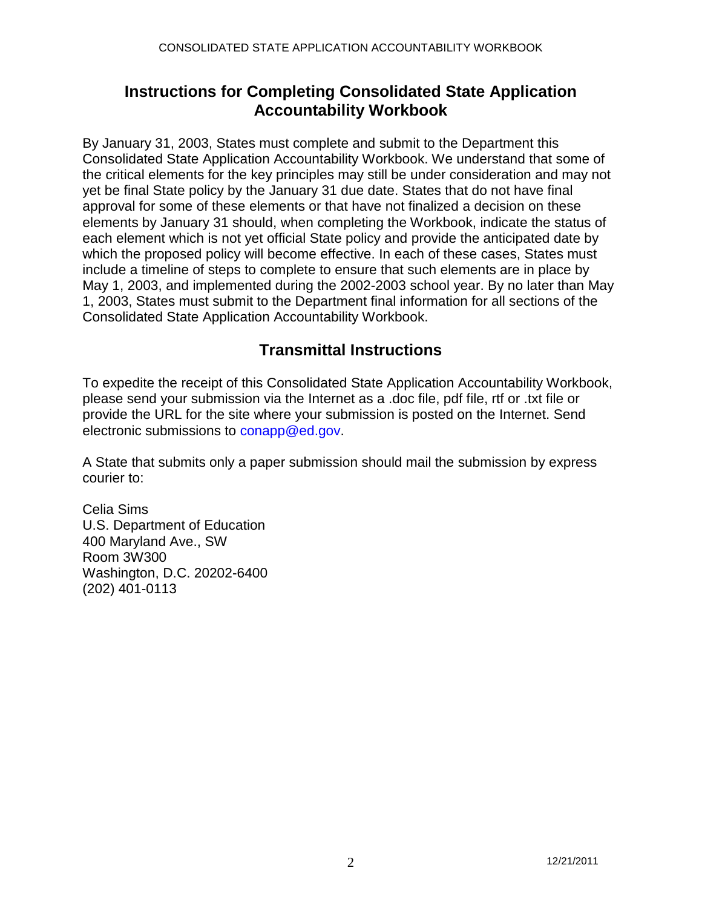## Instructions for Completing Consolidated State Application Accountability Workbook

By January 31, 2003, States must complete and submit to the Department this Consolidated State Application Accountability Workbook. We understand that some of the critical elements for the key principles may still be under consideration and may not yet be final State policy by the January 31 due date. States that do not have final approval for some of these elements or that have not finalized a decision on these elements by January 31 should, when completing the Workbook, indicate the status of each element which is not yet official State policy and provide the anticipated date by which the proposed policy will become effective. In each of these cases, States must include a timeline of steps to complete to ensure that such elements are in place by May 1, 2003, and implemented during the 2002-2003 school year. By no later than May 1, 2003, States must submit to the Department final information for all sections of the Consolidated State Application Accountability Workbook.

## Transmittal Instructions

To expedite the receipt of this Consolidated State Application Accountability Workbook, please send your submission via the Internet as a .doc file, pdf file, rtf or .txt file or provide the URL for the site where your submission is posted on the Internet. Send electronic submissions to conapp@ed.gov.

A State that submits only a paper submission should mail the submission by express courier to:

Celia Sims
U.S. Department of Education
400 Maryland Ave., SW
Room 3W300
Washington, D.C. 20202-6400
(202) 401-0113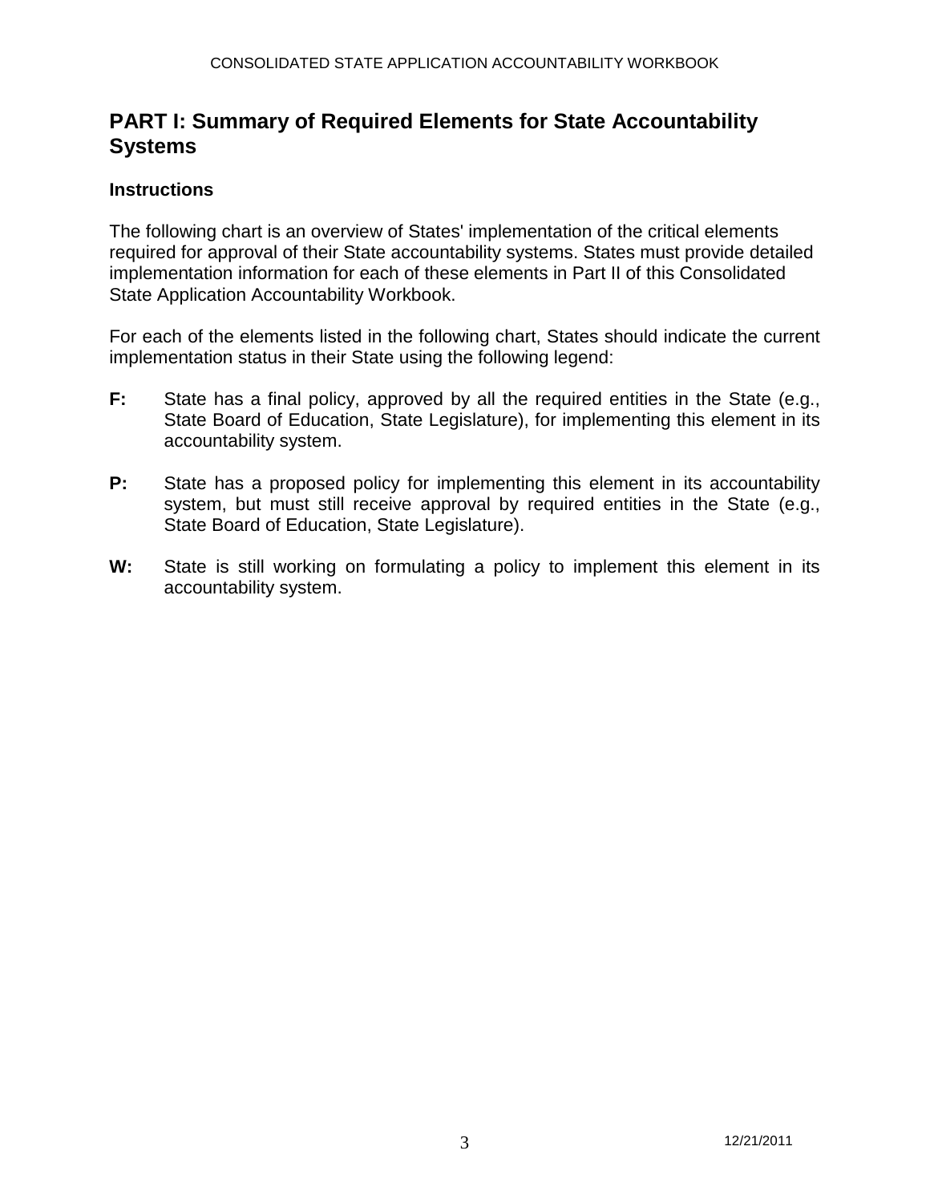## PART I: Summary of Required Elements for State Accountability Systems

### Instructions

The following chart is an overview of States' implementation of the critical elements required for approval of their State accountability systems. States must provide detailed implementation information for each of these elements in Part II of this Consolidated State Application Accountability Workbook.

For each of the elements listed in the following chart, States should indicate the current implementation status in their State using the following legend:

**F:** State has a final policy, approved by all the required entities in the State (e.g., State Board of Education, State Legislature), for implementing this element in its accountability system.

**P:** State has a proposed policy for implementing this element in its accountability system, but must still receive approval by required entities in the State (e.g., State Board of Education, State Legislature).

**W:** State is still working on formulating a policy to implement this element in its accountability system.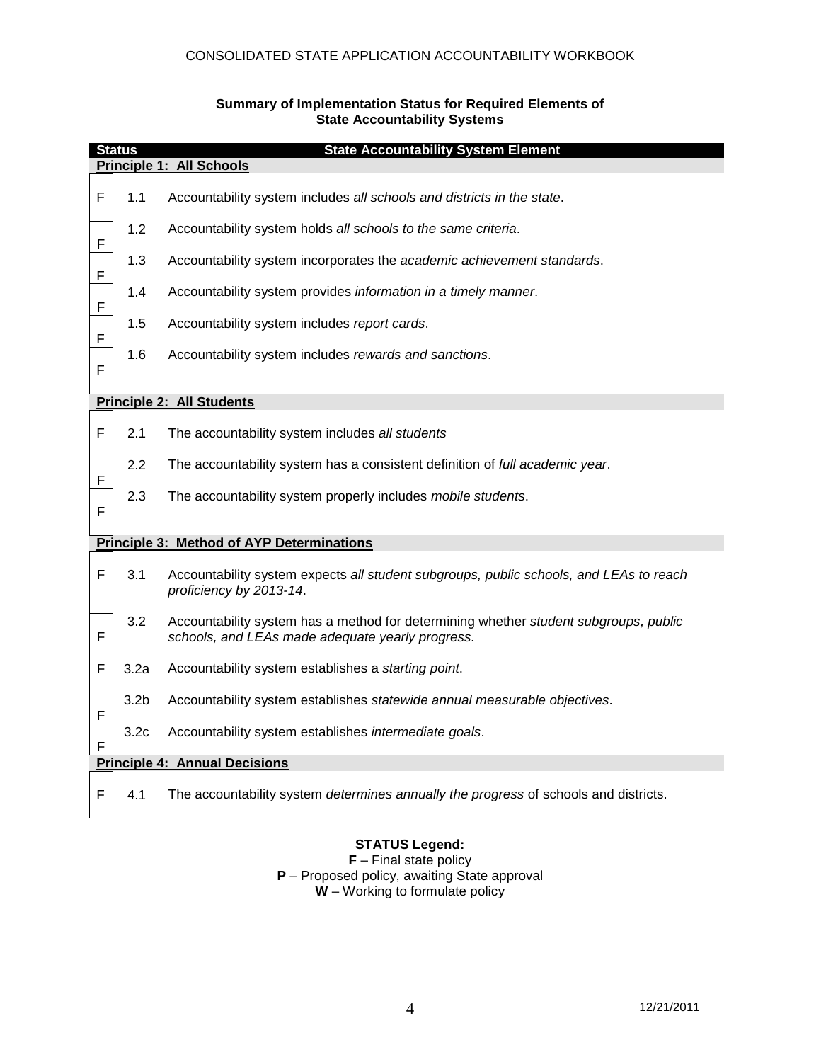**Summary of Implementation Status for Required Elements of State Accountability Systems**

| Status | | State Accountability System Element |
|---|---|---|
| **Principle 1: All Schools** | | |
| F | 1.1 | Accountability system includes *all schools and districts in the state*. |
| F | 1.2 | Accountability system holds *all schools to the same criteria*. |
| F | 1.3 | Accountability system incorporates the *academic achievement standards*. |
| F | 1.4 | Accountability system provides *information in a timely manner*. |
| F | 1.5 | Accountability system includes *report cards*. |
| F | 1.6 | Accountability system includes *rewards and sanctions*. |
| **Principle 2: All Students** | | |
| F | 2.1 | The accountability system includes *all students* |
| F | 2.2 | The accountability system has a consistent definition of *full academic year*. |
| F | 2.3 | The accountability system properly includes *mobile students*. |
| **Principle 3: Method of AYP Determinations** | | |
| F | 3.1 | Accountability system expects *all student subgroups, public schools, and LEAs to reach proficiency by 2013-14*. |
| F | 3.2 | Accountability system has a method for determining whether *student subgroups, public schools, and LEAs made adequate yearly progress.* |
| F | 3.2a | Accountability system establishes a *starting point*. |
| F | 3.2b | Accountability system establishes *statewide annual measurable objectives*. |
| F | 3.2c | Accountability system establishes *intermediate goals*. |
| **Principle 4: Annual Decisions** | | |
| F | 4.1 | The accountability system *determines annually the progress* of schools and districts. |

**STATUS Legend:**

**F** – Final state policy

**P** – Proposed policy, awaiting State approval

**W** – Working to formulate policy

12/21/2011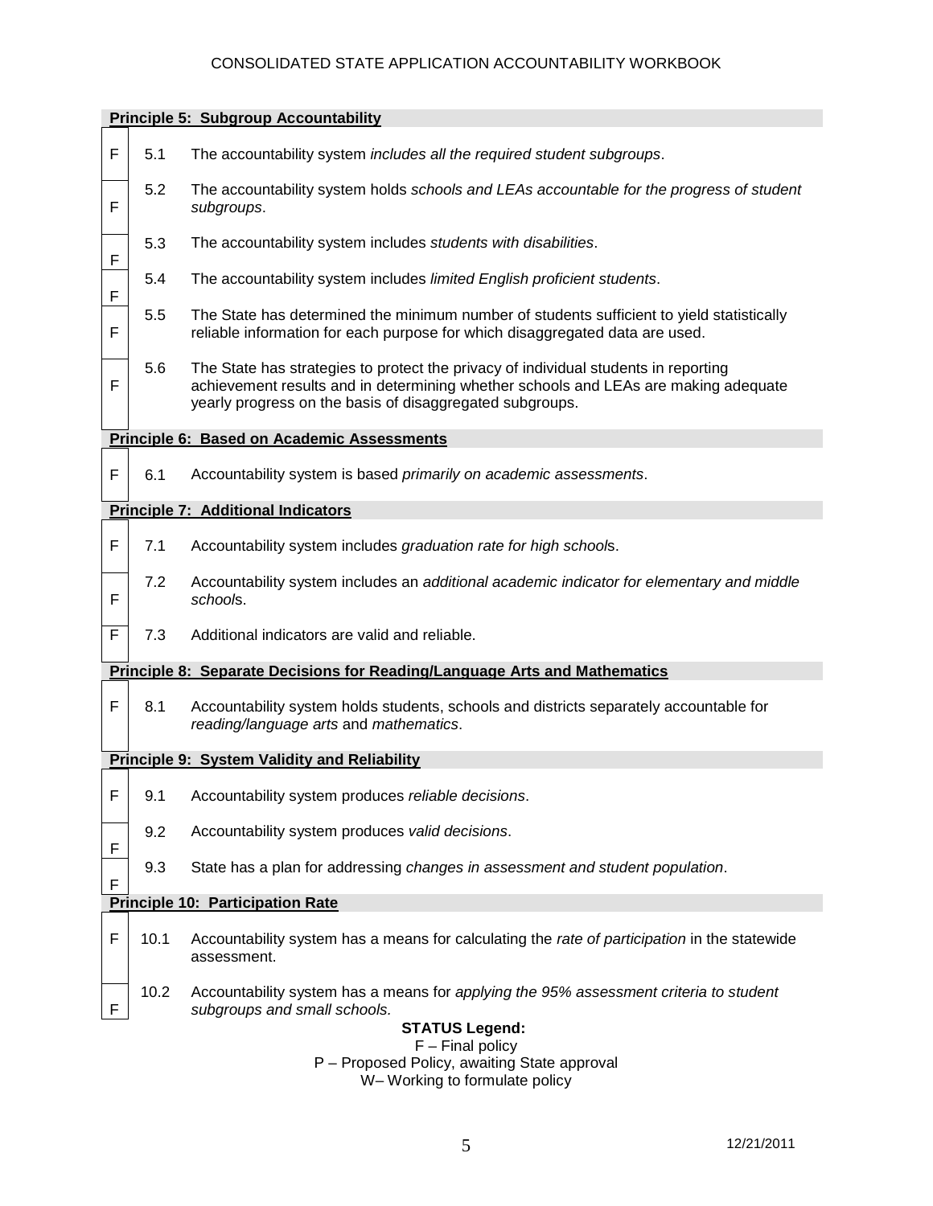**Principle 5: Subgroup Accountability**

| Status | # | Critical Element |
|---|---|---|
| F | 5.1 | The accountability system *includes all the required student subgroups*. |
| F | 5.2 | The accountability system holds *schools and LEAs accountable for the progress of student subgroups*. |
| F | 5.3 | The accountability system includes *students with disabilities*. |
| F | 5.4 | The accountability system includes *limited English proficient students*. |
| F | 5.5 | The State has determined the minimum number of students sufficient to yield statistically reliable information for each purpose for which disaggregated data are used. |
| F | 5.6 | The State has strategies to protect the privacy of individual students in reporting achievement results and in determining whether schools and LEAs are making adequate yearly progress on the basis of disaggregated subgroups. |

**Principle 6: Based on Academic Assessments**

| Status | # | Critical Element |
|---|---|---|
| F | 6.1 | Accountability system is based *primarily on academic assessments*. |

**Principle 7: Additional Indicators**

| Status | # | Critical Element |
|---|---|---|
| F | 7.1 | Accountability system includes *graduation rate for high schools*. |
| F | 7.2 | Accountability system includes an *additional academic indicator for elementary and middle schools*. |
| F | 7.3 | Additional indicators are valid and reliable. |

**Principle 8: Separate Decisions for Reading/Language Arts and Mathematics**

| Status | # | Critical Element |
|---|---|---|
| F | 8.1 | Accountability system holds students, schools and districts separately accountable for *reading/language arts* and *mathematics*. |

**Principle 9: System Validity and Reliability**

| Status | # | Critical Element |
|---|---|---|
| F | 9.1 | Accountability system produces *reliable decisions*. |
| F | 9.2 | Accountability system produces *valid decisions*. |
| F | 9.3 | State has a plan for addressing *changes in assessment and student population*. |

**Principle 10: Participation Rate**

| Status | # | Critical Element |
|---|---|---|
| F | 10.1 | Accountability system has a means for calculating the *rate of participation* in the statewide assessment. |
| F | 10.2 | Accountability system has a means for *applying the 95% assessment criteria to student subgroups and small schools.* |

**STATUS Legend:**

F – Final policy

P – Proposed Policy, awaiting State approval

W– Working to formulate policy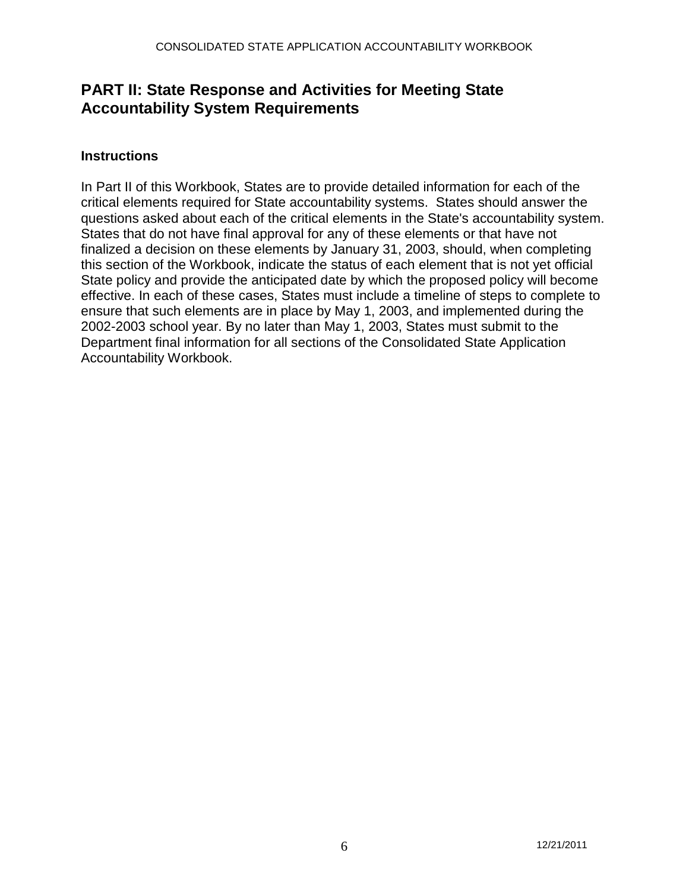## PART II: State Response and Activities for Meeting State Accountability System Requirements

### Instructions

In Part II of this Workbook, States are to provide detailed information for each of the critical elements required for State accountability systems. States should answer the questions asked about each of the critical elements in the State's accountability system. States that do not have final approval for any of these elements or that have not finalized a decision on these elements by January 31, 2003, should, when completing this section of the Workbook, indicate the status of each element that is not yet official State policy and provide the anticipated date by which the proposed policy will become effective. In each of these cases, States must include a timeline of steps to complete to ensure that such elements are in place by May 1, 2003, and implemented during the 2002-2003 school year. By no later than May 1, 2003, States must submit to the Department final information for all sections of the Consolidated State Application Accountability Workbook.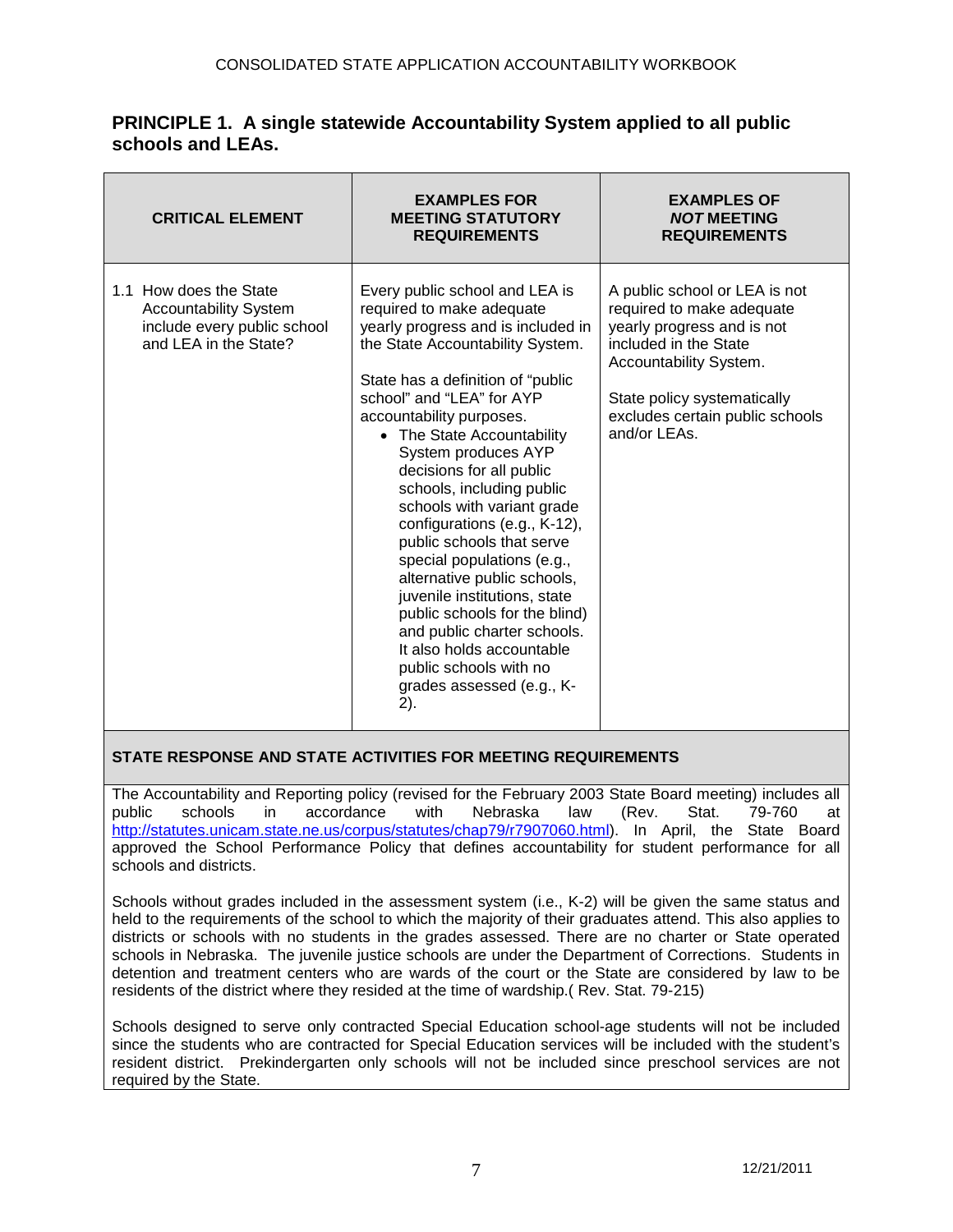## PRINCIPLE 1. A single statewide Accountability System applied to all public schools and LEAs.

| CRITICAL ELEMENT | EXAMPLES FOR MEETING STATUTORY REQUIREMENTS | EXAMPLES OF ***NOT*** MEETING REQUIREMENTS |
|---|---|---|
| 1.1 How does the State Accountability System include every public school and LEA in the State? | Every public school and LEA is required to make adequate yearly progress and is included in the State Accountability System.<br><br>State has a definition of "public school" and "LEA" for AYP accountability purposes.<br>• The State Accountability System produces AYP decisions for all public schools, including public schools with variant grade configurations (e.g., K-12), public schools that serve special populations (e.g., alternative public schools, juvenile institutions, state public schools for the blind) and public charter schools. It also holds accountable public schools with no grades assessed (e.g., K-2). | A public school or LEA is not required to make adequate yearly progress and is not included in the State Accountability System.<br><br>State policy systematically excludes certain public schools and/or LEAs. |

**STATE RESPONSE AND STATE ACTIVITIES FOR MEETING REQUIREMENTS**

The Accountability and Reporting policy (revised for the February 2003 State Board meeting) includes all public schools in accordance with Nebraska law (Rev. Stat. 79-760 at http://statutes.unicam.state.ne.us/corpus/statutes/chap79/r7907060.html). In April, the State Board approved the School Performance Policy that defines accountability for student performance for all schools and districts.

Schools without grades included in the assessment system (i.e., K-2) will be given the same status and held to the requirements of the school to which the majority of their graduates attend. This also applies to districts or schools with no students in the grades assessed. There are no charter or State operated schools in Nebraska. The juvenile justice schools are under the Department of Corrections. Students in detention and treatment centers who are wards of the court or the State are considered by law to be residents of the district where they resided at the time of wardship.( Rev. Stat. 79-215)

Schools designed to serve only contracted Special Education school-age students will not be included since the students who are contracted for Special Education services will be included with the student's resident district. Prekindergarten only schools will not be included since preschool services are not required by the State.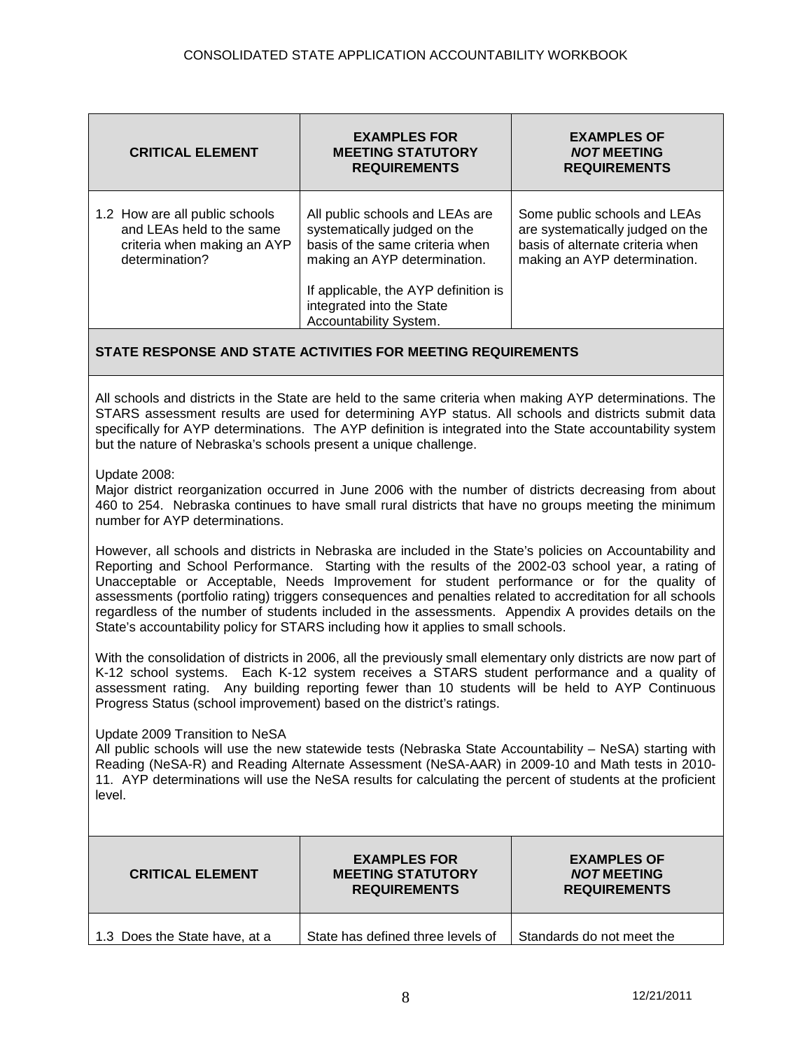| CRITICAL ELEMENT | EXAMPLES FOR MEETING STATUTORY REQUIREMENTS | EXAMPLES OF ***NOT*** MEETING REQUIREMENTS |
|---|---|---|
| 1.2 How are all public schools and LEAs held to the same criteria when making an AYP determination? | All public schools and LEAs are systematically judged on the basis of the same criteria when making an AYP determination.<br><br>If applicable, the AYP definition is integrated into the State Accountability System. | Some public schools and LEAs are systematically judged on the basis of alternate criteria when making an AYP determination. |

**STATE RESPONSE AND STATE ACTIVITIES FOR MEETING REQUIREMENTS**

All schools and districts in the State are held to the same criteria when making AYP determinations. The STARS assessment results are used for determining AYP status. All schools and districts submit data specifically for AYP determinations. The AYP definition is integrated into the State accountability system but the nature of Nebraska's schools present a unique challenge.

Update 2008:
Major district reorganization occurred in June 2006 with the number of districts decreasing from about 460 to 254. Nebraska continues to have small rural districts that have no groups meeting the minimum number for AYP determinations.

However, all schools and districts in Nebraska are included in the State's policies on Accountability and Reporting and School Performance. Starting with the results of the 2002-03 school year, a rating of Unacceptable or Acceptable, Needs Improvement for student performance or for the quality of assessments (portfolio rating) triggers consequences and penalties related to accreditation for all schools regardless of the number of students included in the assessments. Appendix A provides details on the State's accountability policy for STARS including how it applies to small schools.

With the consolidation of districts in 2006, all the previously small elementary only districts are now part of K-12 school systems. Each K-12 system receives a STARS student performance and a quality of assessment rating. Any building reporting fewer than 10 students will be held to AYP Continuous Progress Status (school improvement) based on the district's ratings.

Update 2009 Transition to NeSA
All public schools will use the new statewide tests (Nebraska State Accountability – NeSA) starting with Reading (NeSA-R) and Reading Alternate Assessment (NeSA-AAR) in 2009-10 and Math tests in 2010-11. AYP determinations will use the NeSA results for calculating the percent of students at the proficient level.

| CRITICAL ELEMENT | EXAMPLES FOR MEETING STATUTORY REQUIREMENTS | EXAMPLES OF ***NOT*** MEETING REQUIREMENTS |
|---|---|---|
| 1.3 Does the State have, at a | State has defined three levels of | Standards do not meet the |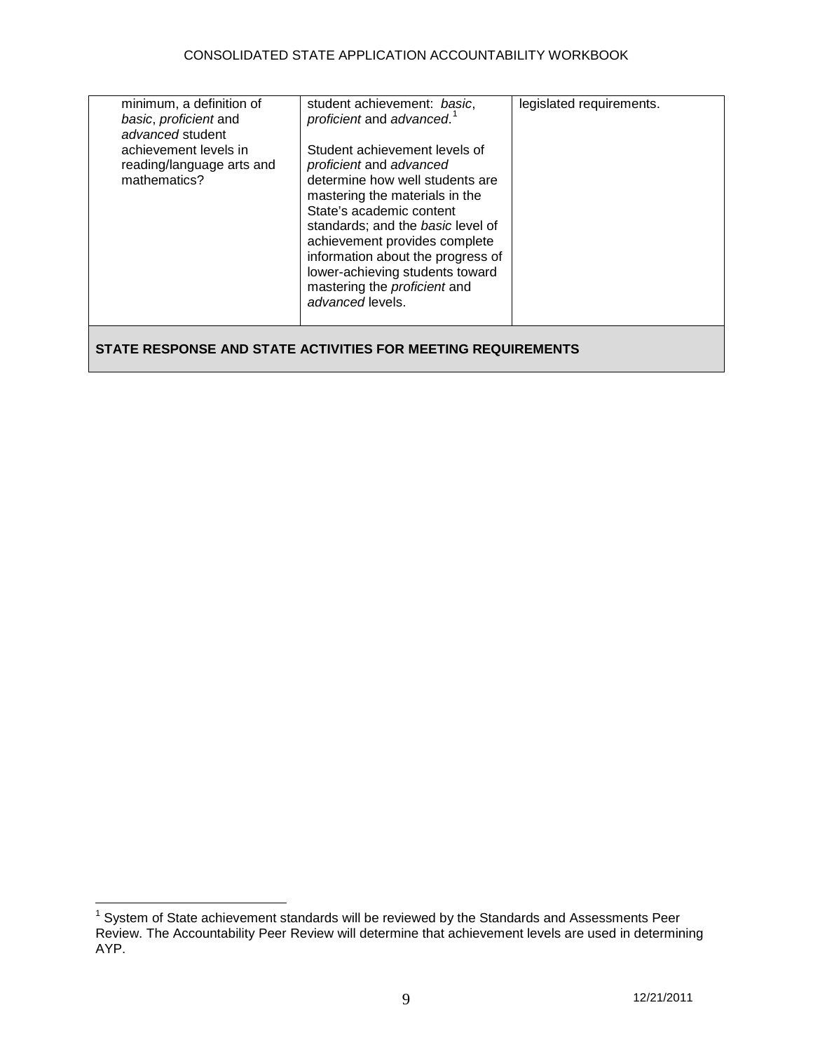| | | |
|---|---|---|
| minimum, a definition of *basic*, *proficient* and *advanced* student achievement levels in reading/language arts and mathematics? | student achievement: *basic*, *proficient* and *advanced*.[1]<br><br>Student achievement levels of *proficient* and *advanced* determine how well students are mastering the materials in the State's academic content standards; and the *basic* level of achievement provides complete information about the progress of lower-achieving students toward mastering the *proficient* and *advanced* levels. | legislated requirements. |

**STATE RESPONSE AND STATE ACTIVITIES FOR MEETING REQUIREMENTS**

[1] System of State achievement standards will be reviewed by the Standards and Assessments Peer Review. The Accountability Peer Review will determine that achievement levels are used in determining AYP.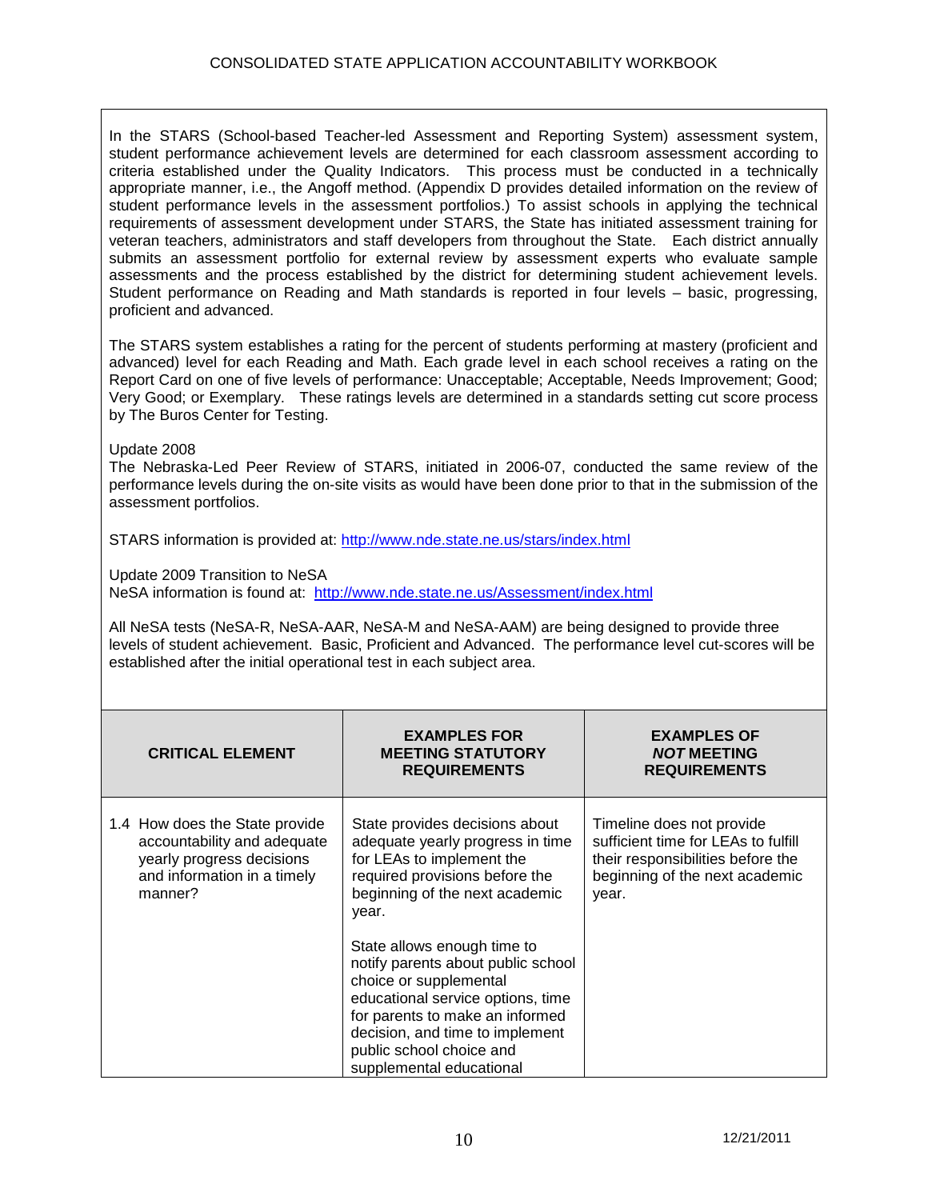In the STARS (School-based Teacher-led Assessment and Reporting System) assessment system, student performance achievement levels are determined for each classroom assessment according to criteria established under the Quality Indicators. This process must be conducted in a technically appropriate manner, i.e., the Angoff method. (Appendix D provides detailed information on the review of student performance levels in the assessment portfolios.) To assist schools in applying the technical requirements of assessment development under STARS, the State has initiated assessment training for veteran teachers, administrators and staff developers from throughout the State. Each district annually submits an assessment portfolio for external review by assessment experts who evaluate sample assessments and the process established by the district for determining student achievement levels. Student performance on Reading and Math standards is reported in four levels – basic, progressing, proficient and advanced.

The STARS system establishes a rating for the percent of students performing at mastery (proficient and advanced) level for each Reading and Math. Each grade level in each school receives a rating on the Report Card on one of five levels of performance: Unacceptable; Acceptable, Needs Improvement; Good; Very Good; or Exemplary. These ratings levels are determined in a standards setting cut score process by The Buros Center for Testing.

Update 2008
The Nebraska-Led Peer Review of STARS, initiated in 2006-07, conducted the same review of the performance levels during the on-site visits as would have been done prior to that in the submission of the assessment portfolios.

STARS information is provided at: http://www.nde.state.ne.us/stars/index.html

Update 2009 Transition to NeSA
NeSA information is found at: http://www.nde.state.ne.us/Assessment/index.html

All NeSA tests (NeSA-R, NeSA-AAR, NeSA-M and NeSA-AAM) are being designed to provide three levels of student achievement. Basic, Proficient and Advanced. The performance level cut-scores will be established after the initial operational test in each subject area.

| CRITICAL ELEMENT | EXAMPLES FOR MEETING STATUTORY REQUIREMENTS | EXAMPLES OF *NOT* MEETING REQUIREMENTS |
|---|---|---|
| 1.4 How does the State provide accountability and adequate yearly progress decisions and information in a timely manner? | State provides decisions about adequate yearly progress in time for LEAs to implement the required provisions before the beginning of the next academic year.<br><br>State allows enough time to notify parents about public school choice or supplemental educational service options, time for parents to make an informed decision, and time to implement public school choice and supplemental educational | Timeline does not provide sufficient time for LEAs to fulfill their responsibilities before the beginning of the next academic year. |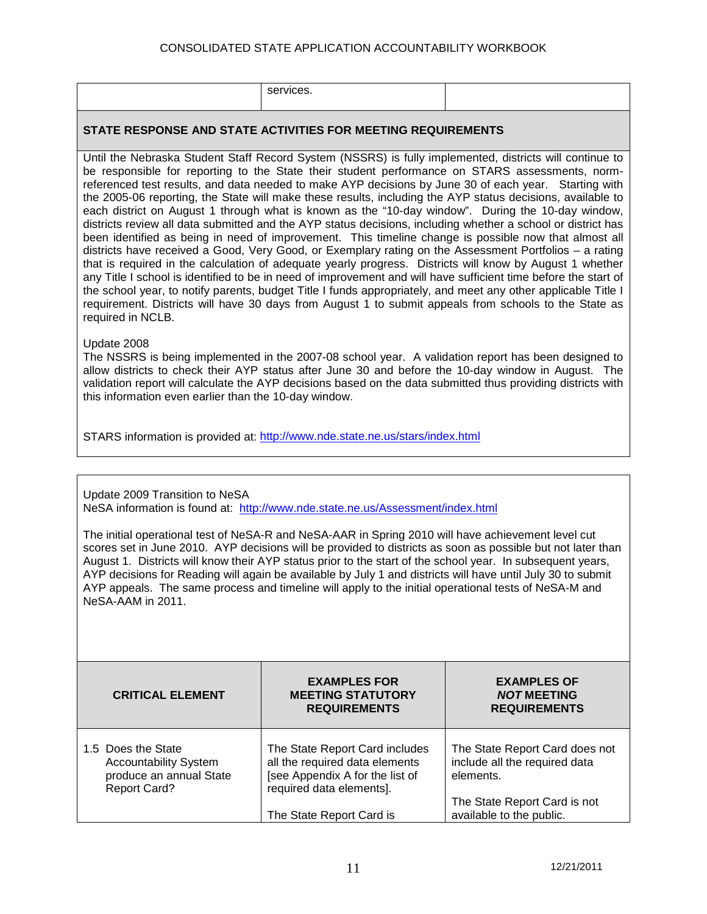| | services. | |
|---|---|---|

**STATE RESPONSE AND STATE ACTIVITIES FOR MEETING REQUIREMENTS**

Until the Nebraska Student Staff Record System (NSSRS) is fully implemented, districts will continue to be responsible for reporting to the State their student performance on STARS assessments, norm-referenced test results, and data needed to make AYP decisions by June 30 of each year. Starting with the 2005-06 reporting, the State will make these results, including the AYP status decisions, available to each district on August 1 through what is known as the "10-day window". During the 10-day window, districts review all data submitted and the AYP status decisions, including whether a school or district has been identified as being in need of improvement. This timeline change is possible now that almost all districts have received a Good, Very Good, or Exemplary rating on the Assessment Portfolios – a rating that is required in the calculation of adequate yearly progress. Districts will know by August 1 whether any Title I school is identified to be in need of improvement and will have sufficient time before the start of the school year, to notify parents, budget Title I funds appropriately, and meet any other applicable Title I requirement. Districts will have 30 days from August 1 to submit appeals from schools to the State as required in NCLB.

Update 2008
The NSSRS is being implemented in the 2007-08 school year. A validation report has been designed to allow districts to check their AYP status after June 30 and before the 10-day window in August. The validation report will calculate the AYP decisions based on the data submitted thus providing districts with this information even earlier than the 10-day window.

STARS information is provided at: http://www.nde.state.ne.us/stars/index.html

Update 2009 Transition to NeSA
NeSA information is found at: http://www.nde.state.ne.us/Assessment/index.html

The initial operational test of NeSA-R and NeSA-AAR in Spring 2010 will have achievement level cut scores set in June 2010. AYP decisions will be provided to districts as soon as possible but not later than August 1. Districts will know their AYP status prior to the start of the school year. In subsequent years, AYP decisions for Reading will again be available by July 1 and districts will have until July 30 to submit AYP appeals. The same process and timeline will apply to the initial operational tests of NeSA-M and NeSA-AAM in 2011.

| **CRITICAL ELEMENT** | **EXAMPLES FOR MEETING STATUTORY REQUIREMENTS** | **EXAMPLES OF *NOT* MEETING REQUIREMENTS** |
|---|---|---|
| 1.5 Does the State Accountability System produce an annual State Report Card? | The State Report Card includes all the required data elements [see Appendix A for the list of required data elements].<br><br>The State Report Card is | The State Report Card does not include all the required data elements.<br><br>The State Report Card is not available to the public. |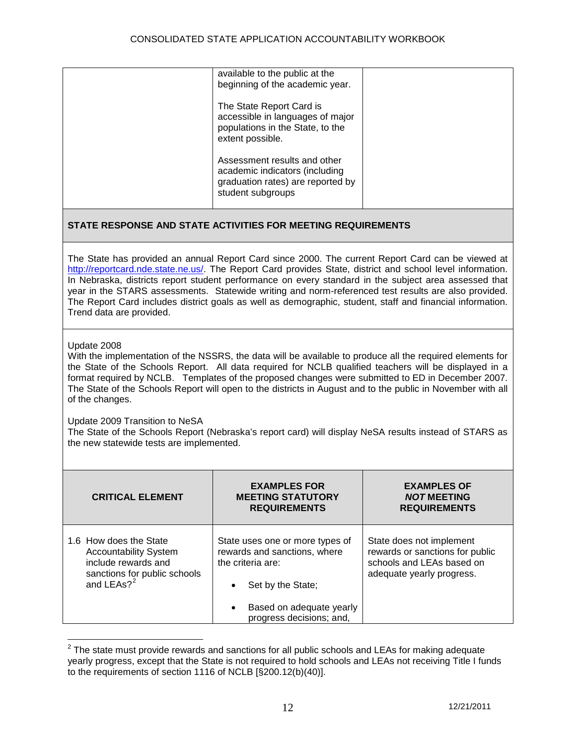| | | |
|---|---|---|
| | available to the public at the beginning of the academic year.<br><br>The State Report Card is accessible in languages of major populations in the State, to the extent possible.<br><br>Assessment results and other academic indicators (including graduation rates) are reported by student subgroups | |

**STATE RESPONSE AND STATE ACTIVITIES FOR MEETING REQUIREMENTS**

The State has provided an annual Report Card since 2000. The current Report Card can be viewed at http://reportcard.nde.state.ne.us/. The Report Card provides State, district and school level information. In Nebraska, districts report student performance on every standard in the subject area assessed that year in the STARS assessments. Statewide writing and norm-referenced test results are also provided. The Report Card includes district goals as well as demographic, student, staff and financial information. Trend data are provided.

Update 2008
With the implementation of the NSSRS, the data will be available to produce all the required elements for the State of the Schools Report. All data required for NCLB qualified teachers will be displayed in a format required by NCLB. Templates of the proposed changes were submitted to ED in December 2007. The State of the Schools Report will open to the districts in August and to the public in November with all of the changes.

Update 2009 Transition to NeSA
The State of the Schools Report (Nebraska's report card) will display NeSA results instead of STARS as the new statewide tests are implemented.

| CRITICAL ELEMENT | EXAMPLES FOR MEETING STATUTORY REQUIREMENTS | EXAMPLES OF ***NOT*** MEETING REQUIREMENTS |
|---|---|---|
| 1.6 How does the State Accountability System include rewards and sanctions for public schools and LEAs?[2] | State uses one or more types of rewards and sanctions, where the criteria are:<br><br>• Set by the State;<br><br>• Based on adequate yearly progress decisions; and, | State does not implement rewards or sanctions for public schools and LEAs based on adequate yearly progress. |

[2] The state must provide rewards and sanctions for all public schools and LEAs for making adequate yearly progress, except that the State is not required to hold schools and LEAs not receiving Title I funds to the requirements of section 1116 of NCLB [§200.12(b)(40)].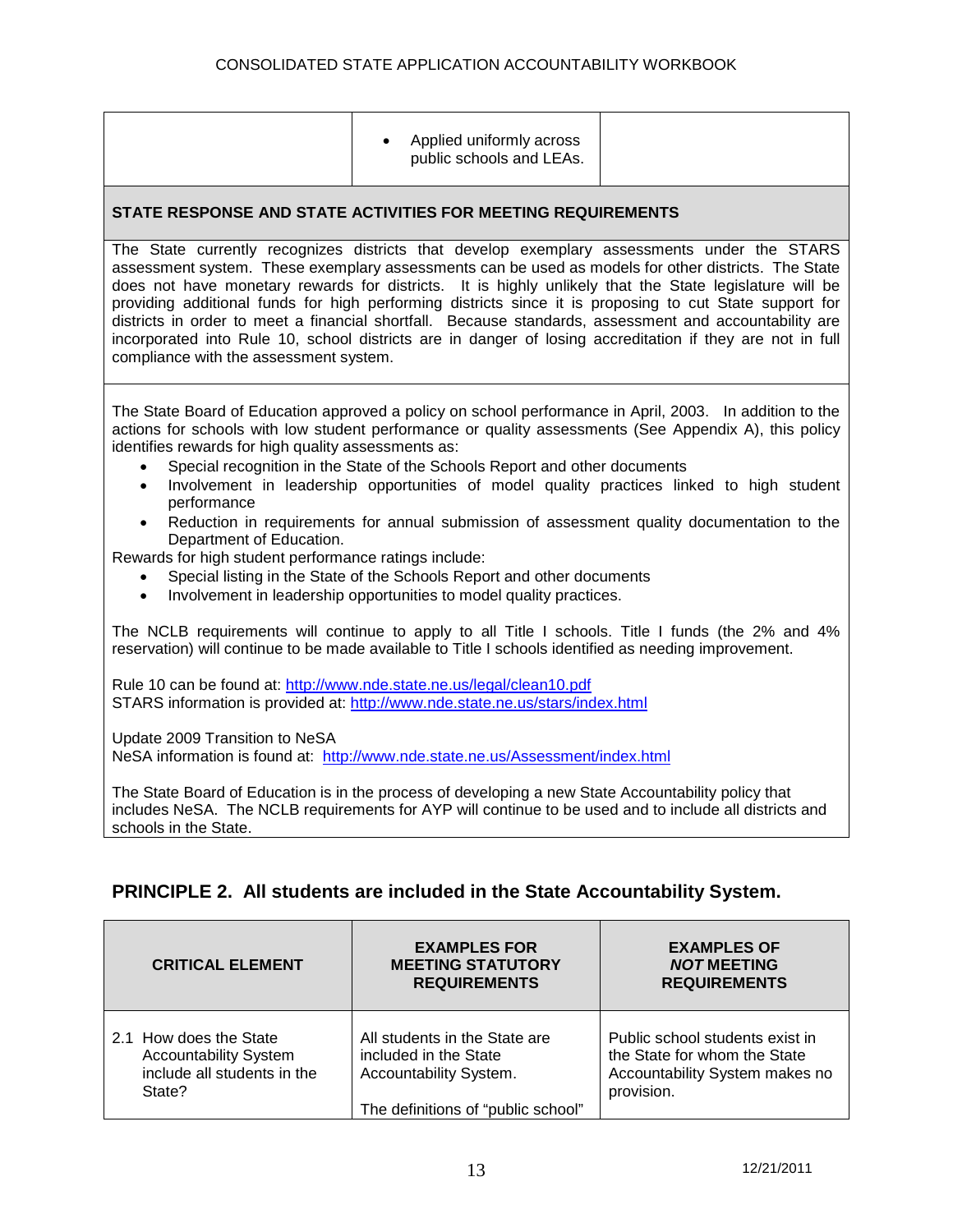| | | |
|---|---|---|
| | • Applied uniformly across public schools and LEAs. | |

**STATE RESPONSE AND STATE ACTIVITIES FOR MEETING REQUIREMENTS**

The State currently recognizes districts that develop exemplary assessments under the STARS assessment system. These exemplary assessments can be used as models for other districts. The State does not have monetary rewards for districts. It is highly unlikely that the State legislature will be providing additional funds for high performing districts since it is proposing to cut State support for districts in order to meet a financial shortfall. Because standards, assessment and accountability are incorporated into Rule 10, school districts are in danger of losing accreditation if they are not in full compliance with the assessment system.

The State Board of Education approved a policy on school performance in April, 2003. In addition to the actions for schools with low student performance or quality assessments (See Appendix A), this policy identifies rewards for high quality assessments as:

- Special recognition in the State of the Schools Report and other documents
- Involvement in leadership opportunities of model quality practices linked to high student performance
- Reduction in requirements for annual submission of assessment quality documentation to the Department of Education.

Rewards for high student performance ratings include:

- Special listing in the State of the Schools Report and other documents
- Involvement in leadership opportunities to model quality practices.

The NCLB requirements will continue to apply to all Title I schools. Title I funds (the 2% and 4% reservation) will continue to be made available to Title I schools identified as needing improvement.

Rule 10 can be found at: http://www.nde.state.ne.us/legal/clean10.pdf
STARS information is provided at: http://www.nde.state.ne.us/stars/index.html

Update 2009 Transition to NeSA
NeSA information is found at: http://www.nde.state.ne.us/Assessment/index.html

The State Board of Education is in the process of developing a new State Accountability policy that includes NeSA. The NCLB requirements for AYP will continue to be used and to include all districts and schools in the State.

## PRINCIPLE 2. All students are included in the State Accountability System.

| CRITICAL ELEMENT | EXAMPLES FOR MEETING STATUTORY REQUIREMENTS | EXAMPLES OF *NOT* MEETING REQUIREMENTS |
|---|---|---|
| 2.1 How does the State Accountability System include all students in the State? | All students in the State are included in the State Accountability System.<br><br>The definitions of "public school" | Public school students exist in the State for whom the State Accountability System makes no provision. |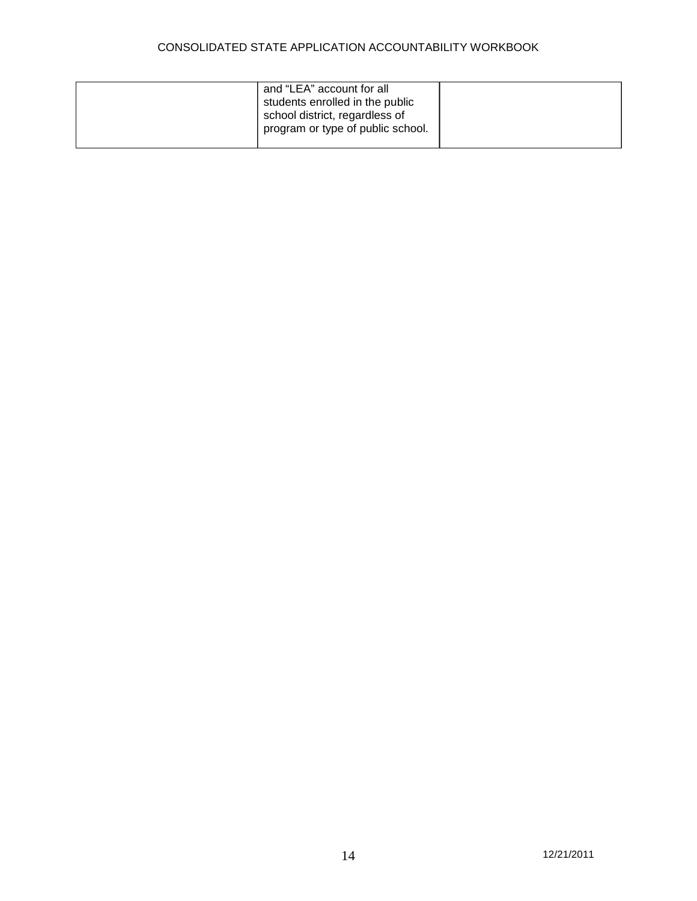| | | |
|---|---|---|
| | and “LEA” account for all students enrolled in the public school district, regardless of program or type of public school. | |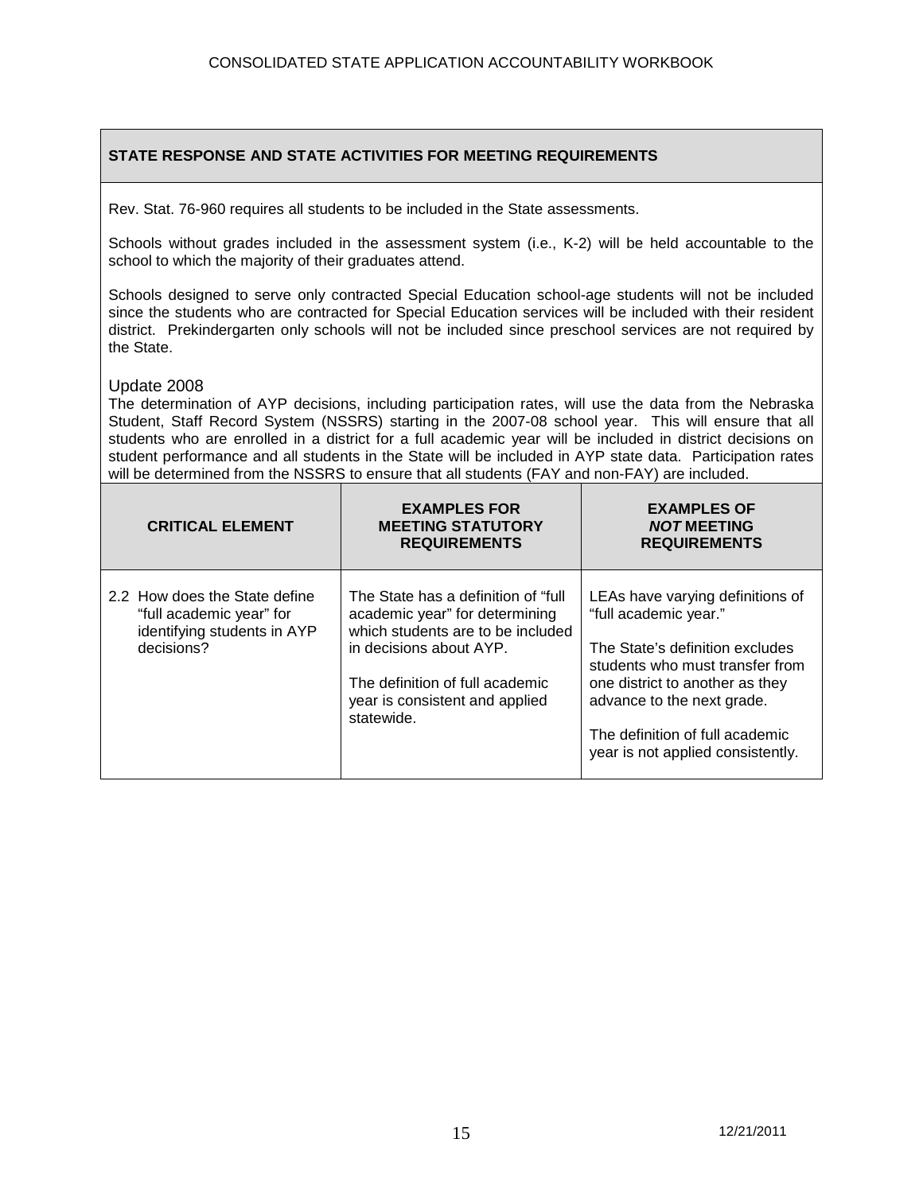| STATE RESPONSE AND STATE ACTIVITIES FOR MEETING REQUIREMENTS |
|---|

Rev. Stat. 76-960 requires all students to be included in the State assessments.

Schools without grades included in the assessment system (i.e., K-2) will be held accountable to the school to which the majority of their graduates attend.

Schools designed to serve only contracted Special Education school-age students will not be included since the students who are contracted for Special Education services will be included with their resident district. Prekindergarten only schools will not be included since preschool services are not required by the State.

Update 2008

The determination of AYP decisions, including participation rates, will use the data from the Nebraska Student, Staff Record System (NSSRS) starting in the 2007-08 school year. This will ensure that all students who are enrolled in a district for a full academic year will be included in district decisions on student performance and all students in the State will be included in AYP state data. Participation rates will be determined from the NSSRS to ensure that all students (FAY and non-FAY) are included.

| CRITICAL ELEMENT | EXAMPLES FOR MEETING STATUTORY REQUIREMENTS | EXAMPLES OF *NOT* MEETING REQUIREMENTS |
|---|---|---|
| 2.2 How does the State define "full academic year" for identifying students in AYP decisions? | The State has a definition of "full academic year" for determining which students are to be included in decisions about AYP.<br><br>The definition of full academic year is consistent and applied statewide. | LEAs have varying definitions of "full academic year."<br><br>The State's definition excludes students who must transfer from one district to another as they advance to the next grade.<br><br>The definition of full academic year is not applied consistently. |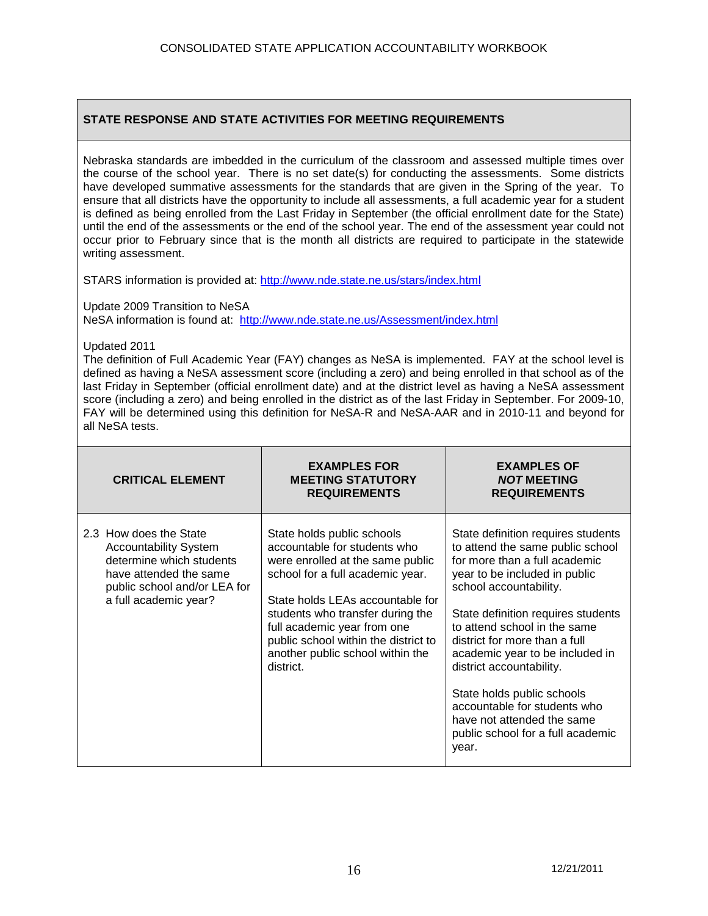### STATE RESPONSE AND STATE ACTIVITIES FOR MEETING REQUIREMENTS

Nebraska standards are imbedded in the curriculum of the classroom and assessed multiple times over the course of the school year. There is no set date(s) for conducting the assessments. Some districts have developed summative assessments for the standards that are given in the Spring of the year. To ensure that all districts have the opportunity to include all assessments, a full academic year for a student is defined as being enrolled from the Last Friday in September (the official enrollment date for the State) until the end of the assessments or the end of the school year. The end of the assessment year could not occur prior to February since that is the month all districts are required to participate in the statewide writing assessment.

STARS information is provided at: http://www.nde.state.ne.us/stars/index.html

Update 2009 Transition to NeSA
NeSA information is found at: http://www.nde.state.ne.us/Assessment/index.html

Updated 2011
The definition of Full Academic Year (FAY) changes as NeSA is implemented. FAY at the school level is defined as having a NeSA assessment score (including a zero) and being enrolled in that school as of the last Friday in September (official enrollment date) and at the district level as having a NeSA assessment score (including a zero) and being enrolled in the district as of the last Friday in September. For 2009-10, FAY will be determined using this definition for NeSA-R and NeSA-AAR and in 2010-11 and beyond for all NeSA tests.

| CRITICAL ELEMENT | EXAMPLES FOR MEETING STATUTORY REQUIREMENTS | EXAMPLES OF *NOT* MEETING REQUIREMENTS |
|---|---|---|
| 2.3 How does the State Accountability System determine which students have attended the same public school and/or LEA for a full academic year? | State holds public schools accountable for students who were enrolled at the same public school for a full academic year.<br><br>State holds LEAs accountable for students who transfer during the full academic year from one public school within the district to another public school within the district. | State definition requires students to attend the same public school for more than a full academic year to be included in public school accountability.<br><br>State definition requires students to attend school in the same district for more than a full academic year to be included in district accountability.<br><br>State holds public schools accountable for students who have not attended the same public school for a full academic year. |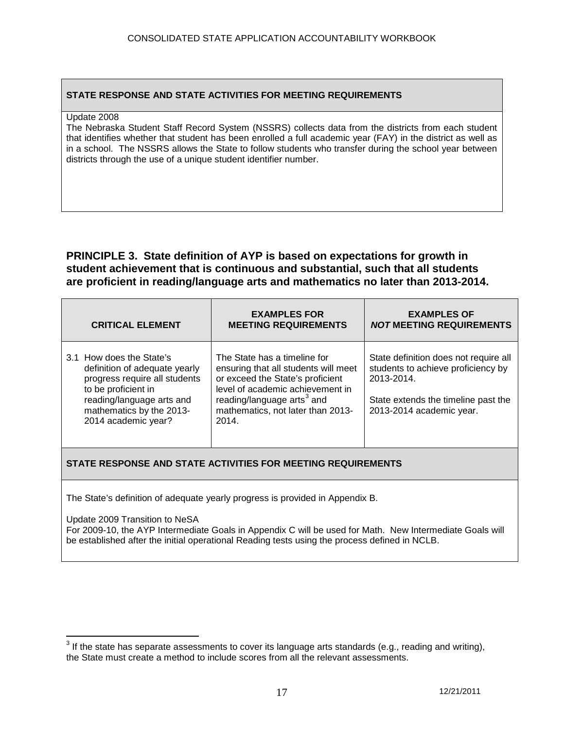| STATE RESPONSE AND STATE ACTIVITIES FOR MEETING REQUIREMENTS |
|---|
| Update 2008<br>The Nebraska Student Staff Record System (NSSRS) collects data from the districts from each student that identifies whether that student has been enrolled a full academic year (FAY) in the district as well as in a school. The NSSRS allows the State to follow students who transfer during the school year between districts through the use of a unique student identifier number. |

## PRINCIPLE 3. State definition of AYP is based on expectations for growth in student achievement that is continuous and substantial, such that all students are proficient in reading/language arts and mathematics no later than 2013-2014.

| CRITICAL ELEMENT | EXAMPLES FOR MEETING REQUIREMENTS | EXAMPLES OF *NOT* MEETING REQUIREMENTS |
|---|---|---|
| 3.1 How does the State's definition of adequate yearly progress require all students to be proficient in reading/language arts and mathematics by the 2013-2014 academic year? | The State has a timeline for ensuring that all students will meet or exceed the State's proficient level of academic achievement in reading/language arts[3] and mathematics, not later than 2013-2014. | State definition does not require all students to achieve proficiency by 2013-2014.<br><br>State extends the timeline past the 2013-2014 academic year. |

| STATE RESPONSE AND STATE ACTIVITIES FOR MEETING REQUIREMENTS |
|---|
| The State's definition of adequate yearly progress is provided in Appendix B.<br><br>Update 2009 Transition to NeSA<br>For 2009-10, the AYP Intermediate Goals in Appendix C will be used for Math. New Intermediate Goals will be established after the initial operational Reading tests using the process defined in NCLB. |

[3] If the state has separate assessments to cover its language arts standards (e.g., reading and writing), the State must create a method to include scores from all the relevant assessments.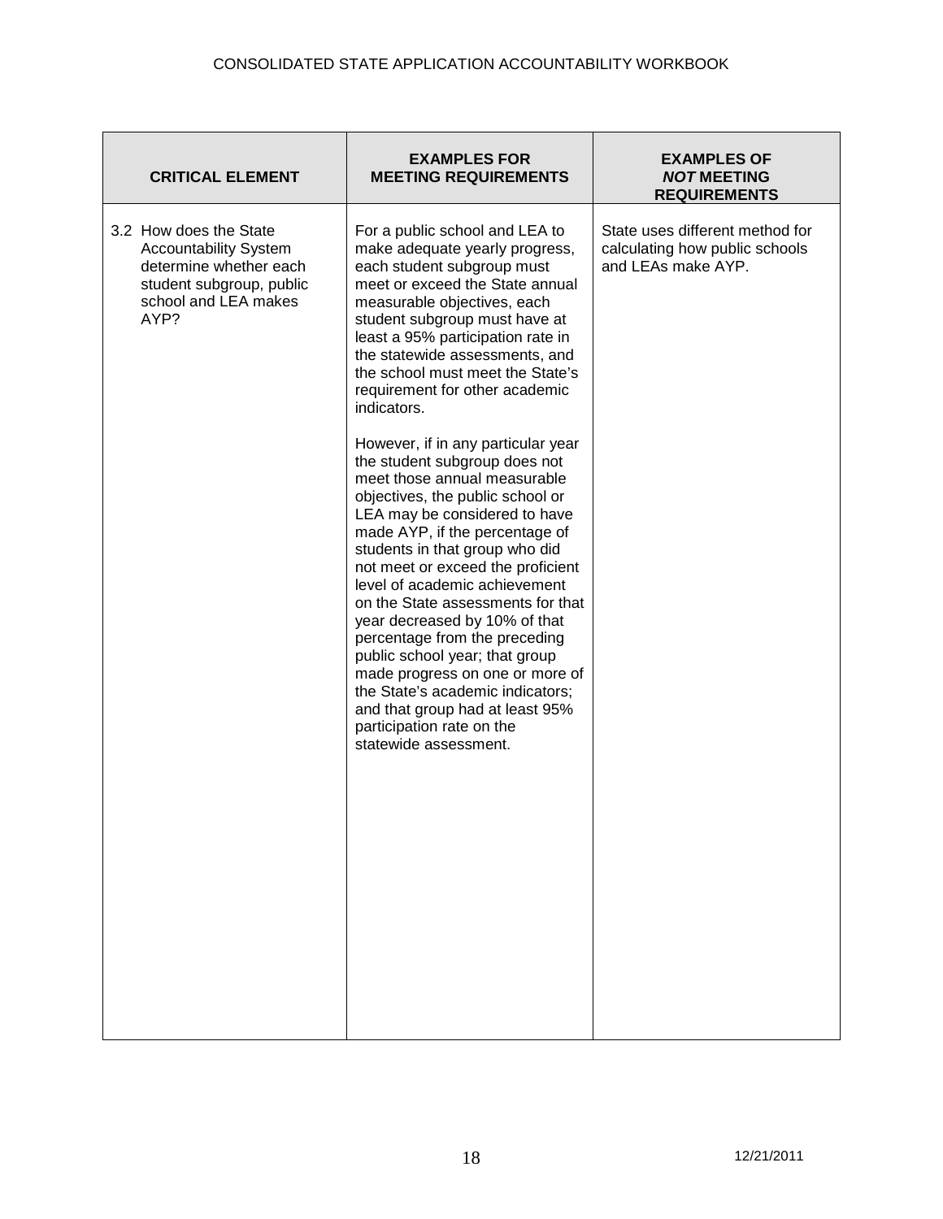| CRITICAL ELEMENT | EXAMPLES FOR MEETING REQUIREMENTS | EXAMPLES OF *NOT* MEETING REQUIREMENTS |
| --- | --- | --- |
| 3.2 How does the State Accountability System determine whether each student subgroup, public school and LEA makes AYP? | For a public school and LEA to make adequate yearly progress, each student subgroup must meet or exceed the State annual measurable objectives, each student subgroup must have at least a 95% participation rate in the statewide assessments, and the school must meet the State's requirement for other academic indicators.<br><br>However, if in any particular year the student subgroup does not meet those annual measurable objectives, the public school or LEA may be considered to have made AYP, if the percentage of students in that group who did not meet or exceed the proficient level of academic achievement on the State assessments for that year decreased by 10% of that percentage from the preceding public school year; that group made progress on one or more of the State's academic indicators; and that group had at least 95% participation rate on the statewide assessment. | State uses different method for calculating how public schools and LEAs make AYP. |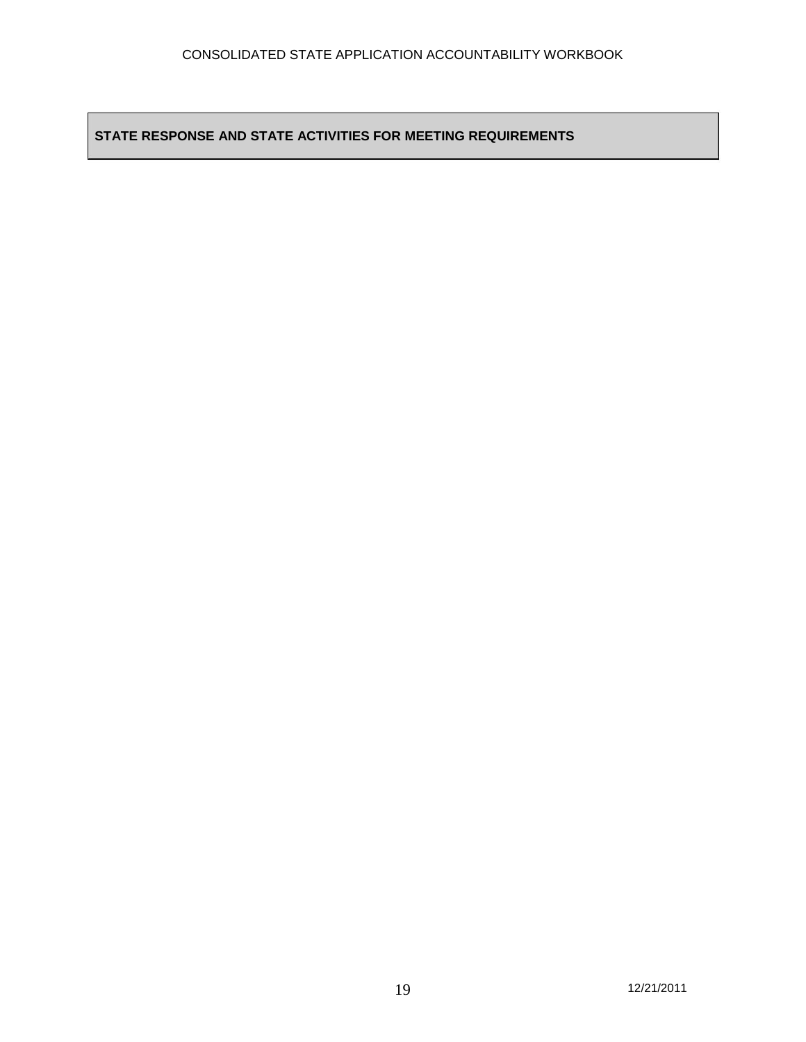**STATE RESPONSE AND STATE ACTIVITIES FOR MEETING REQUIREMENTS**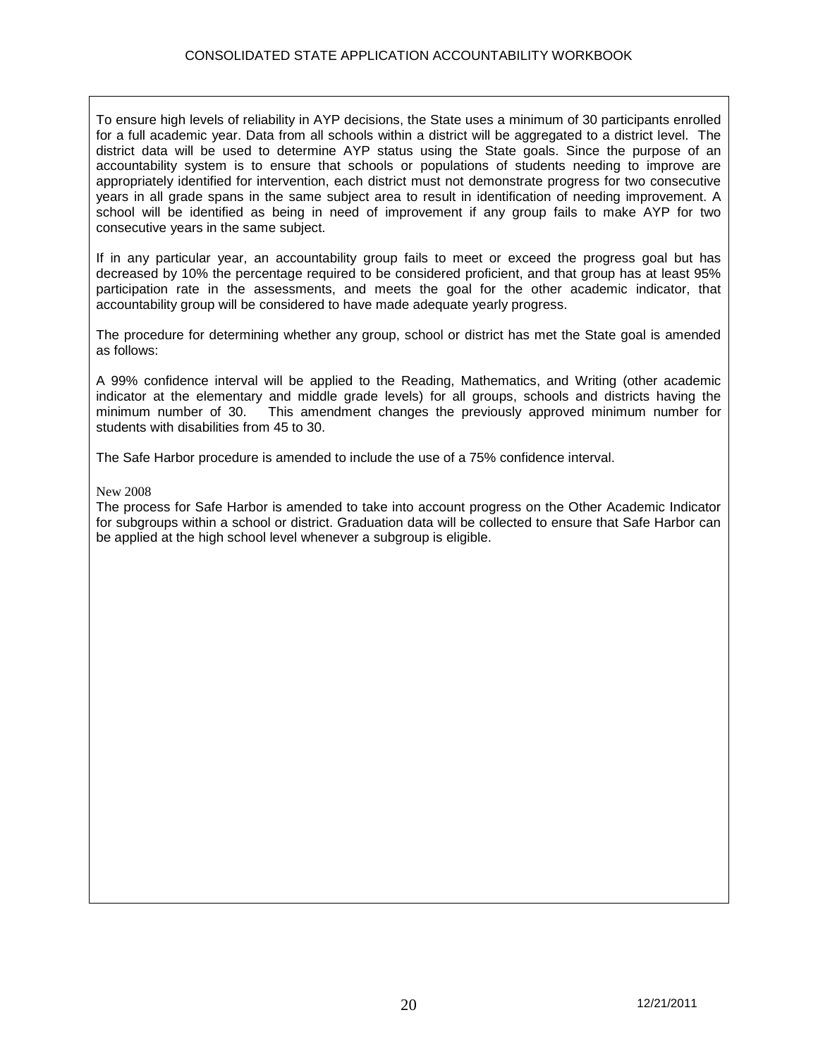To ensure high levels of reliability in AYP decisions, the State uses a minimum of 30 participants enrolled for a full academic year. Data from all schools within a district will be aggregated to a district level. The district data will be used to determine AYP status using the State goals. Since the purpose of an accountability system is to ensure that schools or populations of students needing to improve are appropriately identified for intervention, each district must not demonstrate progress for two consecutive years in all grade spans in the same subject area to result in identification of needing improvement. A school will be identified as being in need of improvement if any group fails to make AYP for two consecutive years in the same subject.

If in any particular year, an accountability group fails to meet or exceed the progress goal but has decreased by 10% the percentage required to be considered proficient, and that group has at least 95% participation rate in the assessments, and meets the goal for the other academic indicator, that accountability group will be considered to have made adequate yearly progress.

The procedure for determining whether any group, school or district has met the State goal is amended as follows:

A 99% confidence interval will be applied to the Reading, Mathematics, and Writing (other academic indicator at the elementary and middle grade levels) for all groups, schools and districts having the minimum number of 30. This amendment changes the previously approved minimum number for students with disabilities from 45 to 30.

The Safe Harbor procedure is amended to include the use of a 75% confidence interval.

New 2008

The process for Safe Harbor is amended to take into account progress on the Other Academic Indicator for subgroups within a school or district. Graduation data will be collected to ensure that Safe Harbor can be applied at the high school level whenever a subgroup is eligible.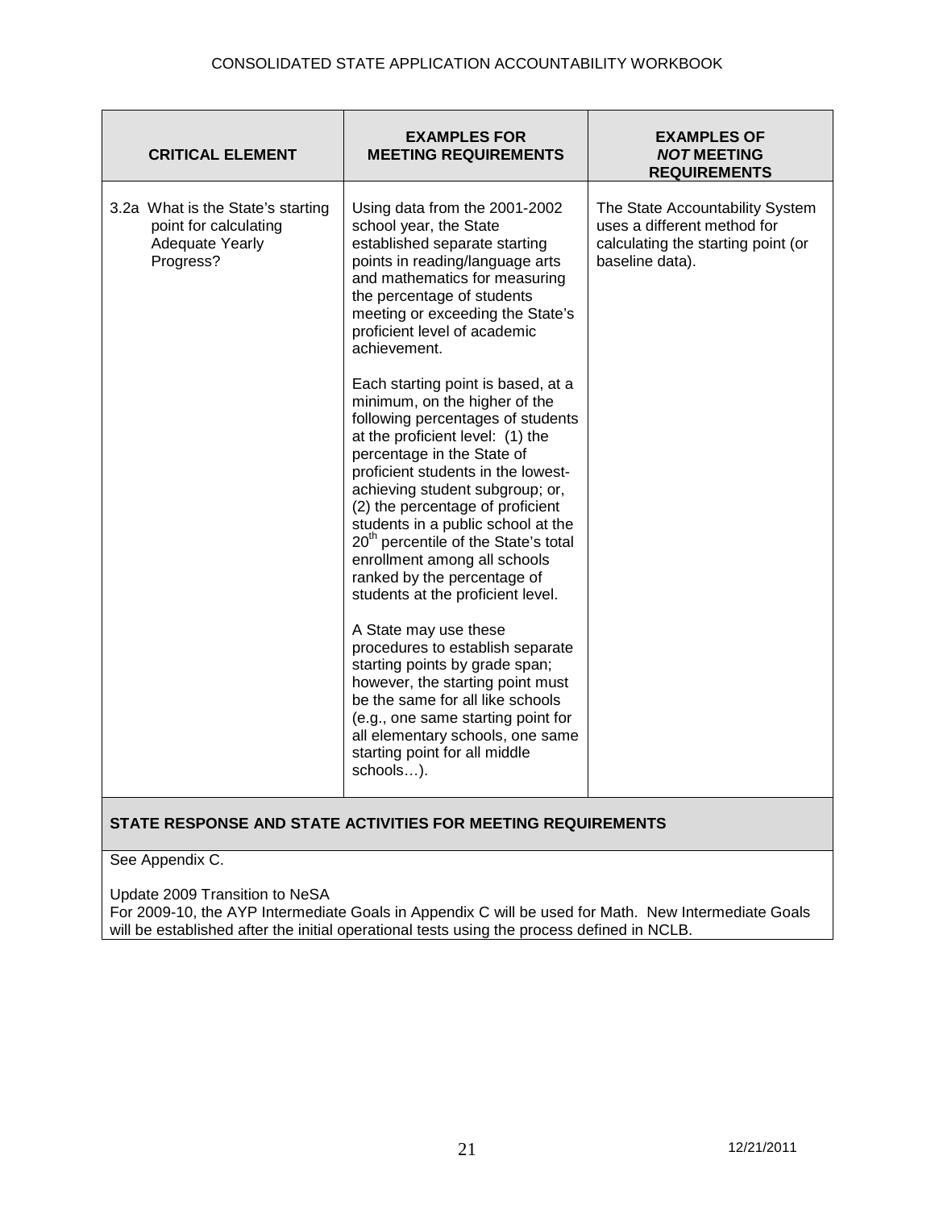| CRITICAL ELEMENT | EXAMPLES FOR MEETING REQUIREMENTS | EXAMPLES OF *NOT* MEETING REQUIREMENTS |
|---|---|---|
| 3.2a What is the State's starting point for calculating Adequate Yearly Progress? | Using data from the 2001-2002 school year, the State established separate starting points in reading/language arts and mathematics for measuring the percentage of students meeting or exceeding the State's proficient level of academic achievement.<br><br>Each starting point is based, at a minimum, on the higher of the following percentages of students at the proficient level: (1) the percentage in the State of proficient students in the lowest-achieving student subgroup; or, (2) the percentage of proficient students in a public school at the 20th percentile of the State's total enrollment among all schools ranked by the percentage of students at the proficient level.<br><br>A State may use these procedures to establish separate starting points by grade span; however, the starting point must be the same for all like schools (e.g., one same starting point for all elementary schools, one same starting point for all middle schools…). | The State Accountability System uses a different method for calculating the starting point (or baseline data). |

**STATE RESPONSE AND STATE ACTIVITIES FOR MEETING REQUIREMENTS**

See Appendix C.

Update 2009 Transition to NeSA
For 2009-10, the AYP Intermediate Goals in Appendix C will be used for Math. New Intermediate Goals will be established after the initial operational tests using the process defined in NCLB.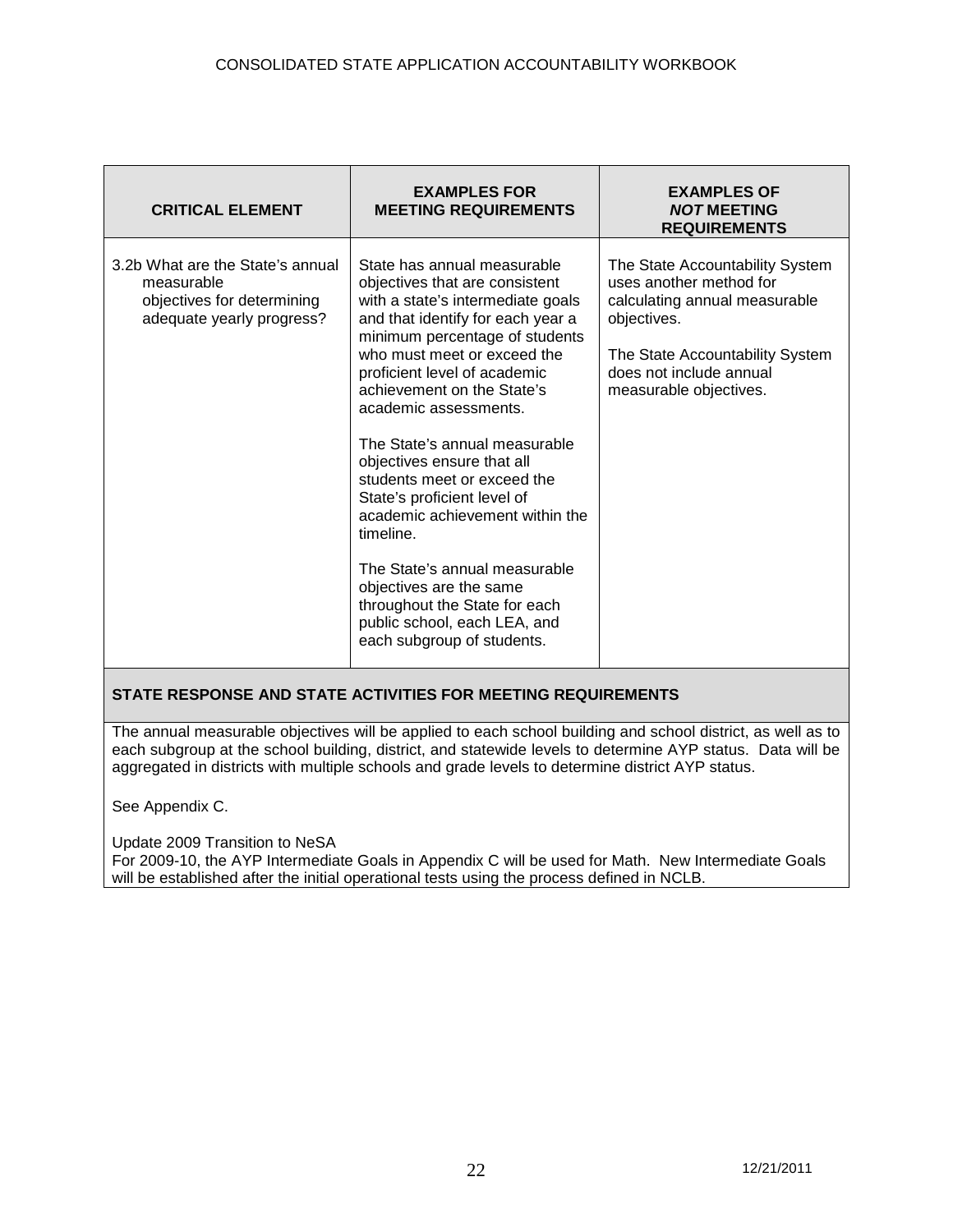| CRITICAL ELEMENT | EXAMPLES FOR MEETING REQUIREMENTS | EXAMPLES OF *NOT* MEETING REQUIREMENTS |
|---|---|---|
| 3.2b What are the State's annual measurable objectives for determining adequate yearly progress? | State has annual measurable objectives that are consistent with a state's intermediate goals and that identify for each year a minimum percentage of students who must meet or exceed the proficient level of academic achievement on the State's academic assessments.<br><br>The State's annual measurable objectives ensure that all students meet or exceed the State's proficient level of academic achievement within the timeline.<br><br>The State's annual measurable objectives are the same throughout the State for each public school, each LEA, and each subgroup of students. | The State Accountability System uses another method for calculating annual measurable objectives.<br><br>The State Accountability System does not include annual measurable objectives. |

**STATE RESPONSE AND STATE ACTIVITIES FOR MEETING REQUIREMENTS**

The annual measurable objectives will be applied to each school building and school district, as well as to each subgroup at the school building, district, and statewide levels to determine AYP status. Data will be aggregated in districts with multiple schools and grade levels to determine district AYP status.

See Appendix C.

Update 2009 Transition to NeSA
For 2009-10, the AYP Intermediate Goals in Appendix C will be used for Math. New Intermediate Goals will be established after the initial operational tests using the process defined in NCLB.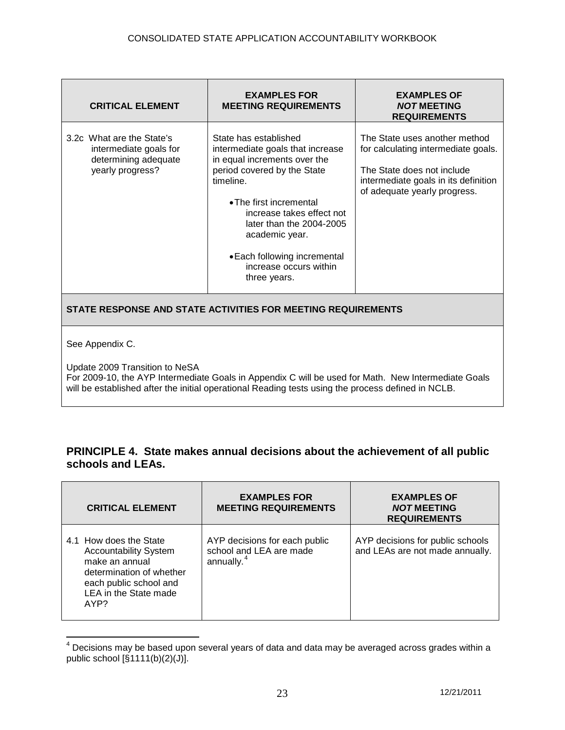| CRITICAL ELEMENT | EXAMPLES FOR MEETING REQUIREMENTS | EXAMPLES OF *NOT* MEETING REQUIREMENTS |
|---|---|---|
| 3.2c What are the State's intermediate goals for determining adequate yearly progress? | State has established intermediate goals that increase in equal increments over the period covered by the State timeline.<br><br>• The first incremental increase takes effect not later than the 2004-2005 academic year.<br><br>• Each following incremental increase occurs within three years. | The State uses another method for calculating intermediate goals.<br><br>The State does not include intermediate goals in its definition of adequate yearly progress. |

**STATE RESPONSE AND STATE ACTIVITIES FOR MEETING REQUIREMENTS**

See Appendix C.

Update 2009 Transition to NeSA
For 2009-10, the AYP Intermediate Goals in Appendix C will be used for Math. New Intermediate Goals will be established after the initial operational Reading tests using the process defined in NCLB.

## PRINCIPLE 4. State makes annual decisions about the achievement of all public schools and LEAs.

| CRITICAL ELEMENT | EXAMPLES FOR MEETING REQUIREMENTS | EXAMPLES OF *NOT* MEETING REQUIREMENTS |
|---|---|---|
| 4.1 How does the State Accountability System make an annual determination of whether each public school and LEA in the State made AYP? | AYP decisions for each public school and LEA are made annually.[4] | AYP decisions for public schools and LEAs are not made annually. |

[4] Decisions may be based upon several years of data and data may be averaged across grades within a public school [§1111(b)(2)(J)].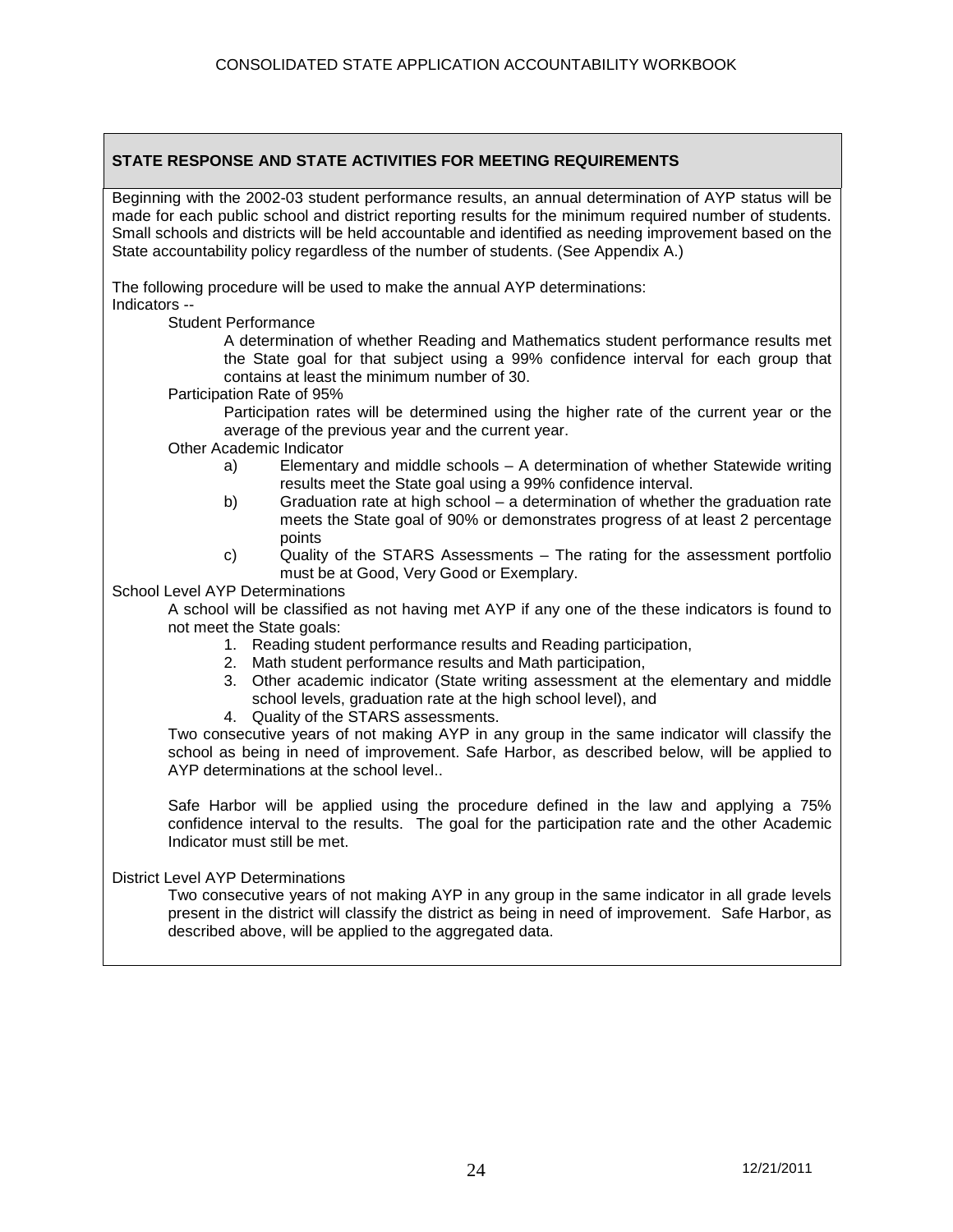**STATE RESPONSE AND STATE ACTIVITIES FOR MEETING REQUIREMENTS**

Beginning with the 2002-03 student performance results, an annual determination of AYP status will be made for each public school and district reporting results for the minimum required number of students. Small schools and districts will be held accountable and identified as needing improvement based on the State accountability policy regardless of the number of students. (See Appendix A.)

The following procedure will be used to make the annual AYP determinations:

Indicators --

Student Performance

A determination of whether Reading and Mathematics student performance results met the State goal for that subject using a 99% confidence interval for each group that contains at least the minimum number of 30.

Participation Rate of 95%

Participation rates will be determined using the higher rate of the current year or the average of the previous year and the current year.

Other Academic Indicator

a) Elementary and middle schools – A determination of whether Statewide writing results meet the State goal using a 99% confidence interval.

b) Graduation rate at high school – a determination of whether the graduation rate meets the State goal of 90% or demonstrates progress of at least 2 percentage points

c) Quality of the STARS Assessments – The rating for the assessment portfolio must be at Good, Very Good or Exemplary.

School Level AYP Determinations

A school will be classified as not having met AYP if any one of the these indicators is found to not meet the State goals:

1. Reading student performance results and Reading participation,
2. Math student performance results and Math participation,
3. Other academic indicator (State writing assessment at the elementary and middle school levels, graduation rate at the high school level), and
4. Quality of the STARS assessments.

Two consecutive years of not making AYP in any group in the same indicator will classify the school as being in need of improvement. Safe Harbor, as described below, will be applied to AYP determinations at the school level..

Safe Harbor will be applied using the procedure defined in the law and applying a 75% confidence interval to the results. The goal for the participation rate and the other Academic Indicator must still be met.

District Level AYP Determinations

Two consecutive years of not making AYP in any group in the same indicator in all grade levels present in the district will classify the district as being in need of improvement. Safe Harbor, as described above, will be applied to the aggregated data.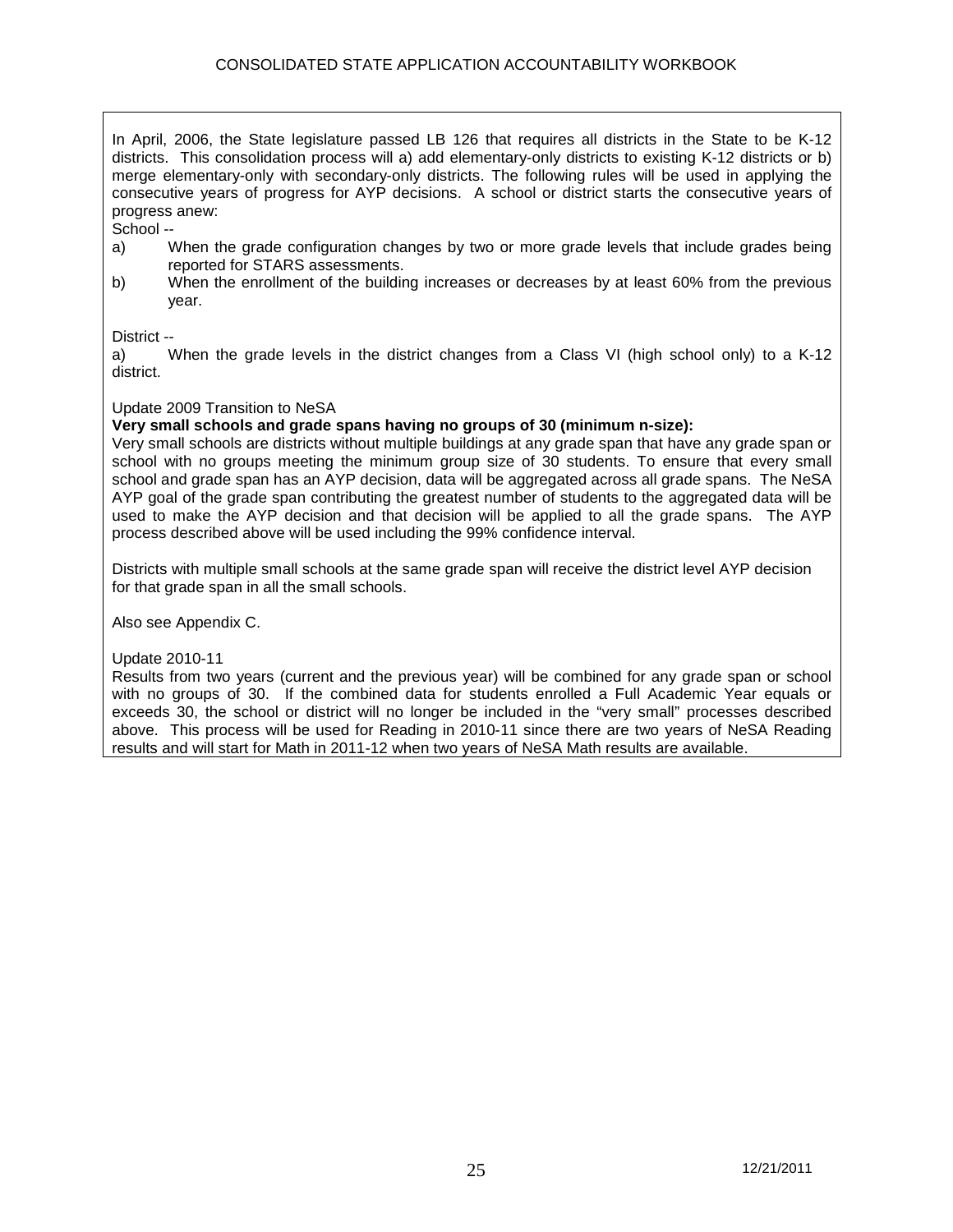In April, 2006, the State legislature passed LB 126 that requires all districts in the State to be K-12 districts. This consolidation process will a) add elementary-only districts to existing K-12 districts or b) merge elementary-only with secondary-only districts. The following rules will be used in applying the consecutive years of progress for AYP decisions. A school or district starts the consecutive years of progress anew:

School --

a) When the grade configuration changes by two or more grade levels that include grades being reported for STARS assessments.

b) When the enrollment of the building increases or decreases by at least 60% from the previous year.

District --

a) When the grade levels in the district changes from a Class VI (high school only) to a K-12 district.

Update 2009 Transition to NeSA

**Very small schools and grade spans having no groups of 30 (minimum n-size):**

Very small schools are districts without multiple buildings at any grade span that have any grade span or school with no groups meeting the minimum group size of 30 students. To ensure that every small school and grade span has an AYP decision, data will be aggregated across all grade spans. The NeSA AYP goal of the grade span contributing the greatest number of students to the aggregated data will be used to make the AYP decision and that decision will be applied to all the grade spans. The AYP process described above will be used including the 99% confidence interval.

Districts with multiple small schools at the same grade span will receive the district level AYP decision for that grade span in all the small schools.

Also see Appendix C.

Update 2010-11

Results from two years (current and the previous year) will be combined for any grade span or school with no groups of 30. If the combined data for students enrolled a Full Academic Year equals or exceeds 30, the school or district will no longer be included in the "very small" processes described above. This process will be used for Reading in 2010-11 since there are two years of NeSA Reading results and will start for Math in 2011-12 when two years of NeSA Math results are available.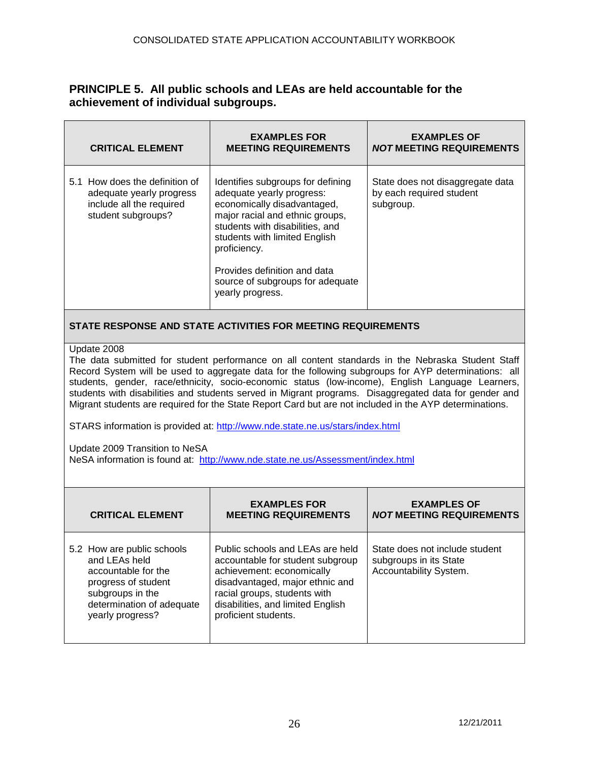## PRINCIPLE 5. All public schools and LEAs are held accountable for the achievement of individual subgroups.

| CRITICAL ELEMENT | EXAMPLES FOR MEETING REQUIREMENTS | EXAMPLES OF *NOT* MEETING REQUIREMENTS |
|---|---|---|
| 5.1 How does the definition of adequate yearly progress include all the required student subgroups? | Identifies subgroups for defining adequate yearly progress: economically disadvantaged, major racial and ethnic groups, students with disabilities, and students with limited English proficiency.<br><br>Provides definition and data source of subgroups for adequate yearly progress. | State does not disaggregate data by each required student subgroup. |

**STATE RESPONSE AND STATE ACTIVITIES FOR MEETING REQUIREMENTS**

Update 2008
The data submitted for student performance on all content standards in the Nebraska Student Staff Record System will be used to aggregate data for the following subgroups for AYP determinations: all students, gender, race/ethnicity, socio-economic status (low-income), English Language Learners, students with disabilities and students served in Migrant programs. Disaggregated data for gender and Migrant students are required for the State Report Card but are not included in the AYP determinations.

STARS information is provided at: http://www.nde.state.ne.us/stars/index.html

Update 2009 Transition to NeSA
NeSA information is found at: http://www.nde.state.ne.us/Assessment/index.html

| CRITICAL ELEMENT | EXAMPLES FOR MEETING REQUIREMENTS | EXAMPLES OF *NOT* MEETING REQUIREMENTS |
|---|---|---|
| 5.2 How are public schools and LEAs held accountable for the progress of student subgroups in the determination of adequate yearly progress? | Public schools and LEAs are held accountable for student subgroup achievement: economically disadvantaged, major ethnic and racial groups, students with disabilities, and limited English proficient students. | State does not include student subgroups in its State Accountability System. |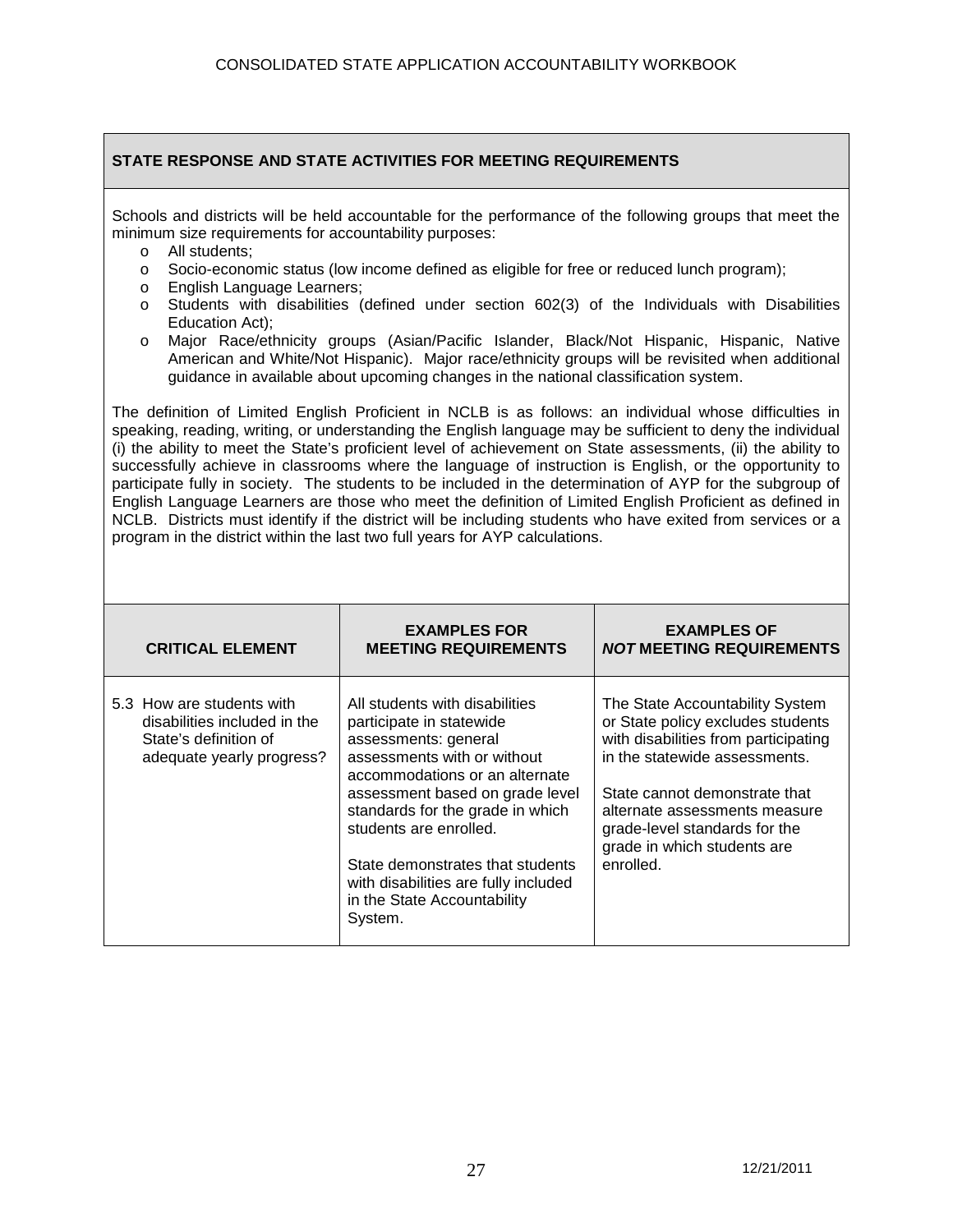## STATE RESPONSE AND STATE ACTIVITIES FOR MEETING REQUIREMENTS

Schools and districts will be held accountable for the performance of the following groups that meet the minimum size requirements for accountability purposes:

- All students;
- Socio-economic status (low income defined as eligible for free or reduced lunch program);
- English Language Learners;
- Students with disabilities (defined under section 602(3) of the Individuals with Disabilities Education Act);
- Major Race/ethnicity groups (Asian/Pacific Islander, Black/Not Hispanic, Hispanic, Native American and White/Not Hispanic). Major race/ethnicity groups will be revisited when additional guidance in available about upcoming changes in the national classification system.

The definition of Limited English Proficient in NCLB is as follows: an individual whose difficulties in speaking, reading, writing, or understanding the English language may be sufficient to deny the individual (i) the ability to meet the State's proficient level of achievement on State assessments, (ii) the ability to successfully achieve in classrooms where the language of instruction is English, or the opportunity to participate fully in society. The students to be included in the determination of AYP for the subgroup of English Language Learners are those who meet the definition of Limited English Proficient as defined in NCLB. Districts must identify if the district will be including students who have exited from services or a program in the district within the last two full years for AYP calculations.

| CRITICAL ELEMENT | EXAMPLES FOR MEETING REQUIREMENTS | EXAMPLES OF ***NOT*** MEETING REQUIREMENTS |
|---|---|---|
| 5.3 How are students with disabilities included in the State's definition of adequate yearly progress? | All students with disabilities participate in statewide assessments: general assessments with or without accommodations or an alternate assessment based on grade level standards for the grade in which students are enrolled.<br><br>State demonstrates that students with disabilities are fully included in the State Accountability System. | The State Accountability System or State policy excludes students with disabilities from participating in the statewide assessments.<br><br>State cannot demonstrate that alternate assessments measure grade-level standards for the grade in which students are enrolled. |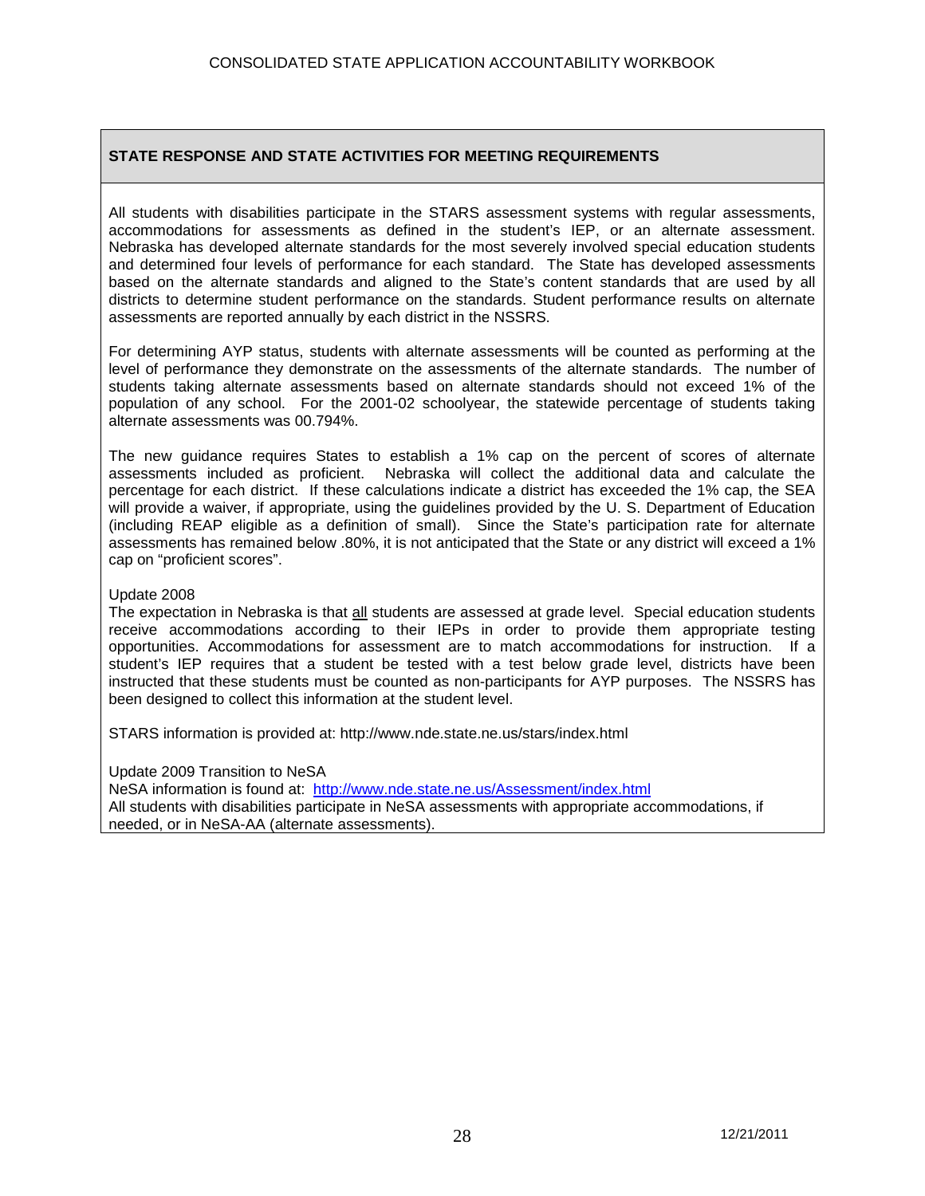**STATE RESPONSE AND STATE ACTIVITIES FOR MEETING REQUIREMENTS**

All students with disabilities participate in the STARS assessment systems with regular assessments, accommodations for assessments as defined in the student's IEP, or an alternate assessment. Nebraska has developed alternate standards for the most severely involved special education students and determined four levels of performance for each standard. The State has developed assessments based on the alternate standards and aligned to the State's content standards that are used by all districts to determine student performance on the standards. Student performance results on alternate assessments are reported annually by each district in the NSSRS.

For determining AYP status, students with alternate assessments will be counted as performing at the level of performance they demonstrate on the assessments of the alternate standards. The number of students taking alternate assessments based on alternate standards should not exceed 1% of the population of any school. For the 2001-02 schoolyear, the statewide percentage of students taking alternate assessments was 00.794%.

The new guidance requires States to establish a 1% cap on the percent of scores of alternate assessments included as proficient. Nebraska will collect the additional data and calculate the percentage for each district. If these calculations indicate a district has exceeded the 1% cap, the SEA will provide a waiver, if appropriate, using the guidelines provided by the U. S. Department of Education (including REAP eligible as a definition of small). Since the State's participation rate for alternate assessments has remained below .80%, it is not anticipated that the State or any district will exceed a 1% cap on "proficient scores".

Update 2008
The expectation in Nebraska is that all students are assessed at grade level. Special education students receive accommodations according to their IEPs in order to provide them appropriate testing opportunities. Accommodations for assessment are to match accommodations for instruction. If a student's IEP requires that a student be tested with a test below grade level, districts have been instructed that these students must be counted as non-participants for AYP purposes. The NSSRS has been designed to collect this information at the student level.

STARS information is provided at: http://www.nde.state.ne.us/stars/index.html

Update 2009 Transition to NeSA
NeSA information is found at: http://www.nde.state.ne.us/Assessment/index.html
All students with disabilities participate in NeSA assessments with appropriate accommodations, if needed, or in NeSA-AA (alternate assessments).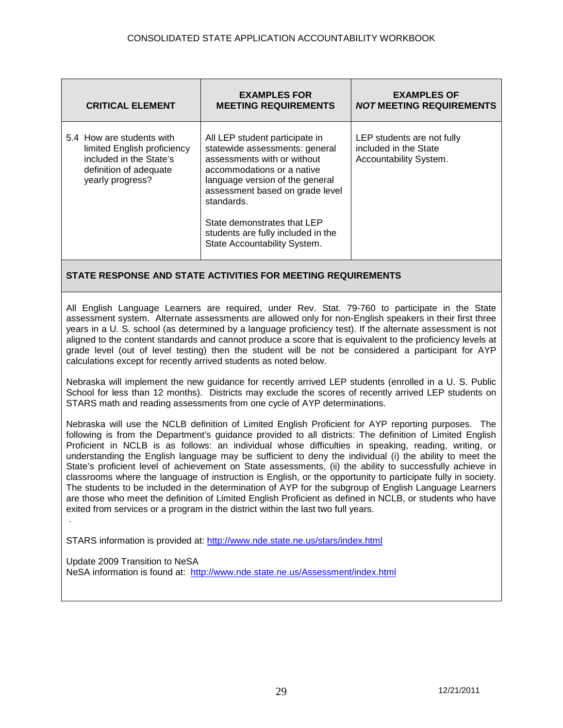| CRITICAL ELEMENT | EXAMPLES FOR MEETING REQUIREMENTS | EXAMPLES OF *NOT* MEETING REQUIREMENTS |
|---|---|---|
| 5.4 How are students with limited English proficiency included in the State's definition of adequate yearly progress? | All LEP student participate in statewide assessments: general assessments with or without accommodations or a native language version of the general assessment based on grade level standards.<br><br>State demonstrates that LEP students are fully included in the State Accountability System. | LEP students are not fully included in the State Accountability System. |

**STATE RESPONSE AND STATE ACTIVITIES FOR MEETING REQUIREMENTS**

All English Language Learners are required, under Rev. Stat. 79-760 to participate in the State assessment system. Alternate assessments are allowed only for non-English speakers in their first three years in a U. S. school (as determined by a language proficiency test). If the alternate assessment is not aligned to the content standards and cannot produce a score that is equivalent to the proficiency levels at grade level (out of level testing) then the student will be not be considered a participant for AYP calculations except for recently arrived students as noted below.

Nebraska will implement the new guidance for recently arrived LEP students (enrolled in a U. S. Public School for less than 12 months). Districts may exclude the scores of recently arrived LEP students on STARS math and reading assessments from one cycle of AYP determinations.

Nebraska will use the NCLB definition of Limited English Proficient for AYP reporting purposes. The following is from the Department's guidance provided to all districts: The definition of Limited English Proficient in NCLB is as follows: an individual whose difficulties in speaking, reading, writing, or understanding the English language may be sufficient to deny the individual (i) the ability to meet the State's proficient level of achievement on State assessments, (ii) the ability to successfully achieve in classrooms where the language of instruction is English, or the opportunity to participate fully in society. The students to be included in the determination of AYP for the subgroup of English Language Learners are those who meet the definition of Limited English Proficient as defined in NCLB, or students who have exited from services or a program in the district within the last two full years.

.

STARS information is provided at: http://www.nde.state.ne.us/stars/index.html

Update 2009 Transition to NeSA
NeSA information is found at: http://www.nde.state.ne.us/Assessment/index.html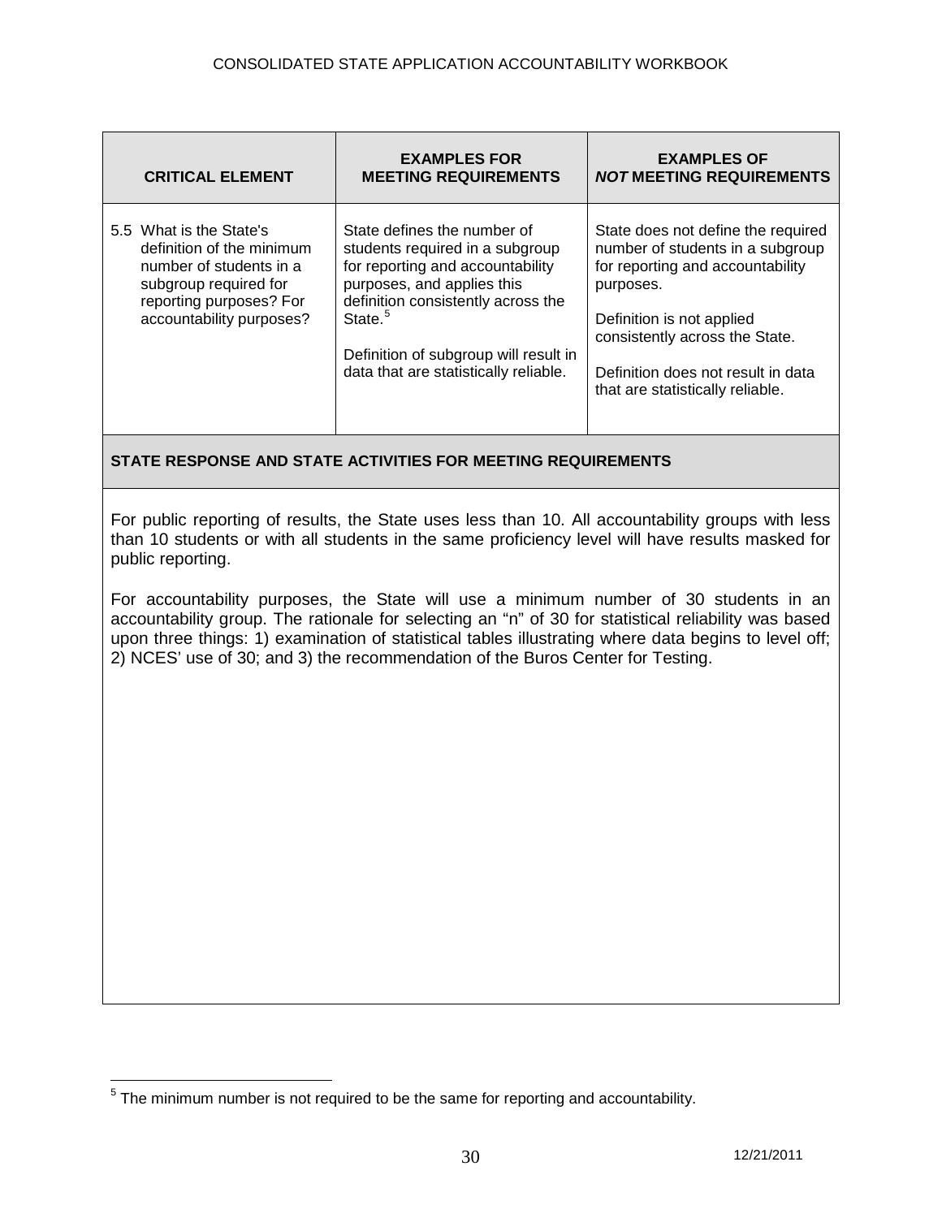| CRITICAL ELEMENT | EXAMPLES FOR MEETING REQUIREMENTS | EXAMPLES OF ***NOT*** MEETING REQUIREMENTS |
|---|---|---|
| 5.5 What is the State's definition of the minimum number of students in a subgroup required for reporting purposes? For accountability purposes? | State defines the number of students required in a subgroup for reporting and accountability purposes, and applies this definition consistently across the State.[5]<br><br>Definition of subgroup will result in data that are statistically reliable. | State does not define the required number of students in a subgroup for reporting and accountability purposes.<br><br>Definition is not applied consistently across the State.<br><br>Definition does not result in data that are statistically reliable. |

**STATE RESPONSE AND STATE ACTIVITIES FOR MEETING REQUIREMENTS**

For public reporting of results, the State uses less than 10. All accountability groups with less than 10 students or with all students in the same proficiency level will have results masked for public reporting.

For accountability purposes, the State will use a minimum number of 30 students in an accountability group. The rationale for selecting an "n" of 30 for statistical reliability was based upon three things: 1) examination of statistical tables illustrating where data begins to level off; 2) NCES' use of 30; and 3) the recommendation of the Buros Center for Testing.

[5] The minimum number is not required to be the same for reporting and accountability.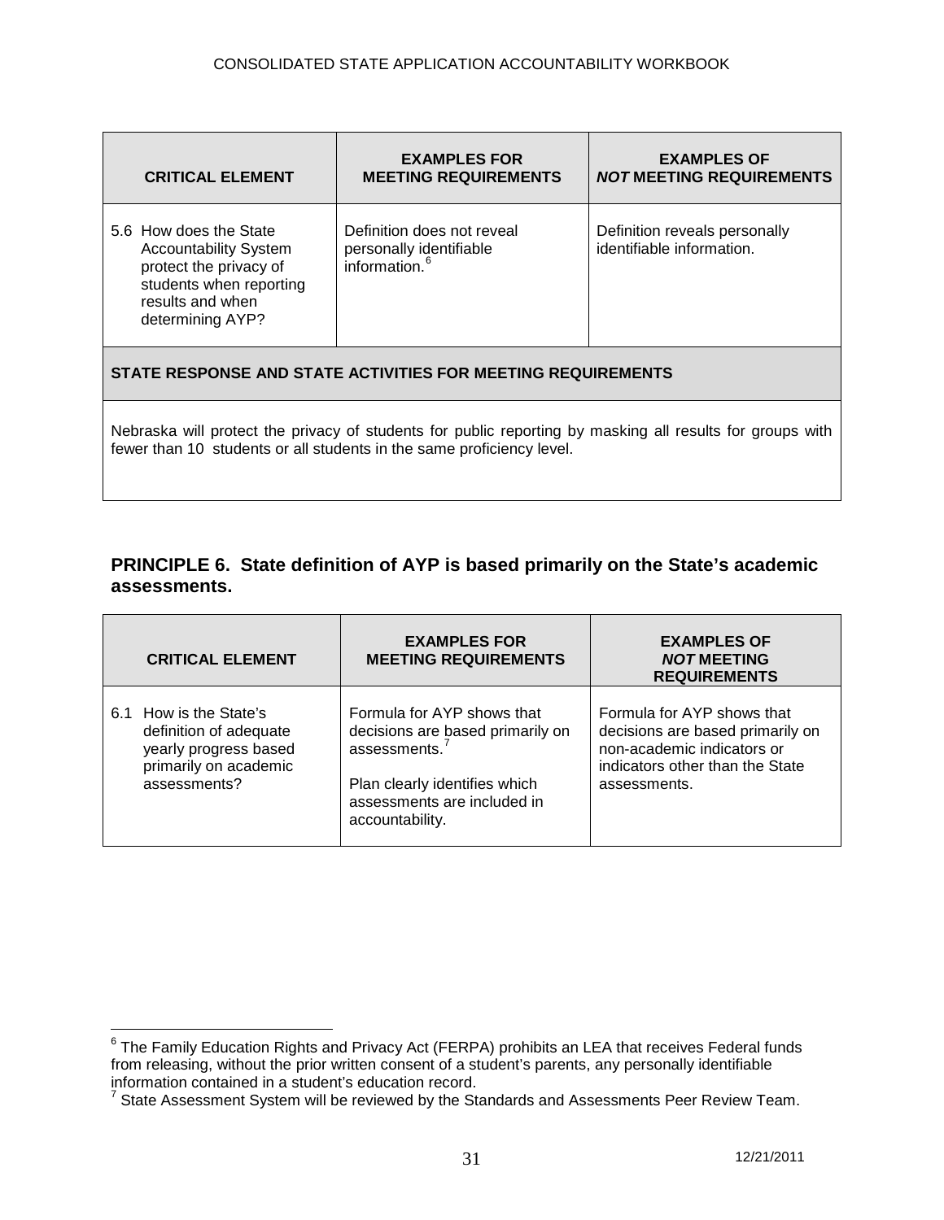| CRITICAL ELEMENT | EXAMPLES FOR MEETING REQUIREMENTS | EXAMPLES OF *NOT* MEETING REQUIREMENTS |
|---|---|---|
| 5.6 How does the State Accountability System protect the privacy of students when reporting results and when determining AYP? | Definition does not reveal personally identifiable information.[6] | Definition reveals personally identifiable information. |

**STATE RESPONSE AND STATE ACTIVITIES FOR MEETING REQUIREMENTS**

Nebraska will protect the privacy of students for public reporting by masking all results for groups with fewer than 10 students or all students in the same proficiency level.

## PRINCIPLE 6. State definition of AYP is based primarily on the State's academic assessments.

| CRITICAL ELEMENT | EXAMPLES FOR MEETING REQUIREMENTS | EXAMPLES OF *NOT* MEETING REQUIREMENTS |
|---|---|---|
| 6.1 How is the State's definition of adequate yearly progress based primarily on academic assessments? | Formula for AYP shows that decisions are based primarily on assessments.[7]<br><br>Plan clearly identifies which assessments are included in accountability. | Formula for AYP shows that decisions are based primarily on non-academic indicators or indicators other than the State assessments. |

[6] The Family Education Rights and Privacy Act (FERPA) prohibits an LEA that receives Federal funds from releasing, without the prior written consent of a student's parents, any personally identifiable information contained in a student's education record.

[7] State Assessment System will be reviewed by the Standards and Assessments Peer Review Team.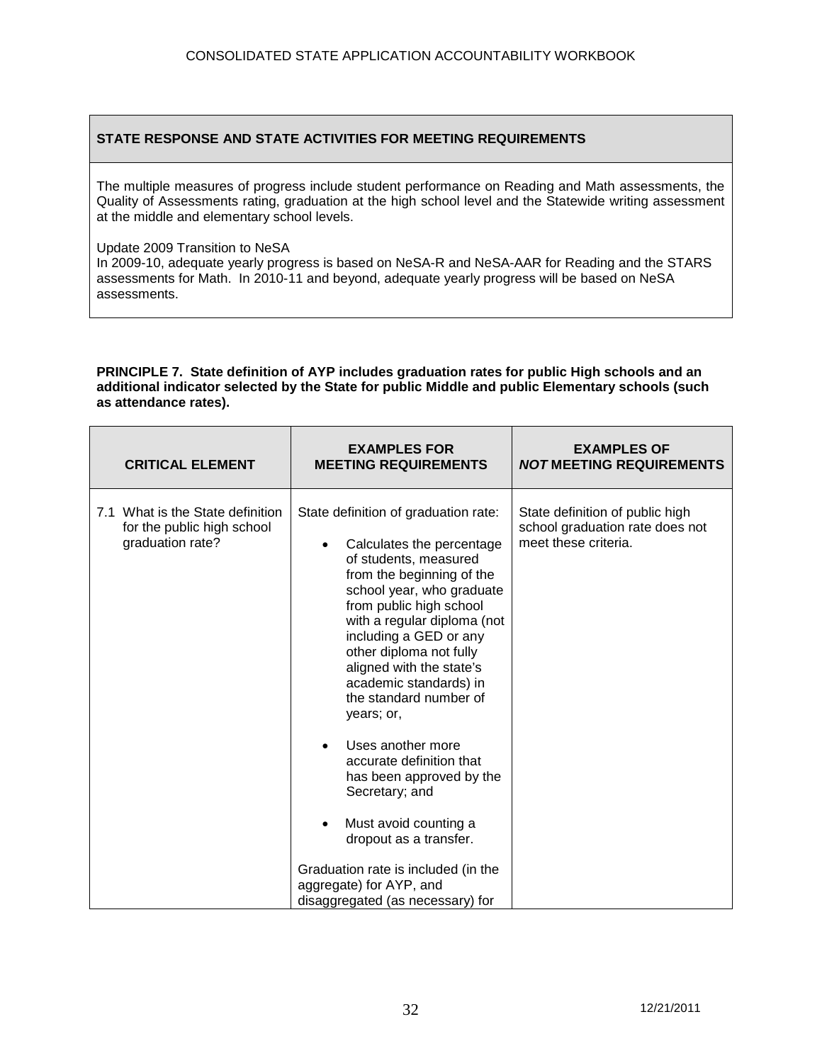| STATE RESPONSE AND STATE ACTIVITIES FOR MEETING REQUIREMENTS |
|---|
| The multiple measures of progress include student performance on Reading and Math assessments, the Quality of Assessments rating, graduation at the high school level and the Statewide writing assessment at the middle and elementary school levels.<br><br>Update 2009 Transition to NeSA<br>In 2009-10, adequate yearly progress is based on NeSA-R and NeSA-AAR for Reading and the STARS assessments for Math. In 2010-11 and beyond, adequate yearly progress will be based on NeSA assessments. |

**PRINCIPLE 7. State definition of AYP includes graduation rates for public High schools and an additional indicator selected by the State for public Middle and public Elementary schools (such as attendance rates).**

| CRITICAL ELEMENT | EXAMPLES FOR MEETING REQUIREMENTS | EXAMPLES OF *NOT* MEETING REQUIREMENTS |
|---|---|---|
| 7.1 What is the State definition for the public high school graduation rate? | State definition of graduation rate:<br><br>• Calculates the percentage of students, measured from the beginning of the school year, who graduate from public high school with a regular diploma (not including a GED or any other diploma not fully aligned with the state's academic standards) in the standard number of years; or,<br><br>• Uses another more accurate definition that has been approved by the Secretary; and<br><br>• Must avoid counting a dropout as a transfer.<br><br>Graduation rate is included (in the aggregate) for AYP, and disaggregated (as necessary) for | State definition of public high school graduation rate does not meet these criteria. |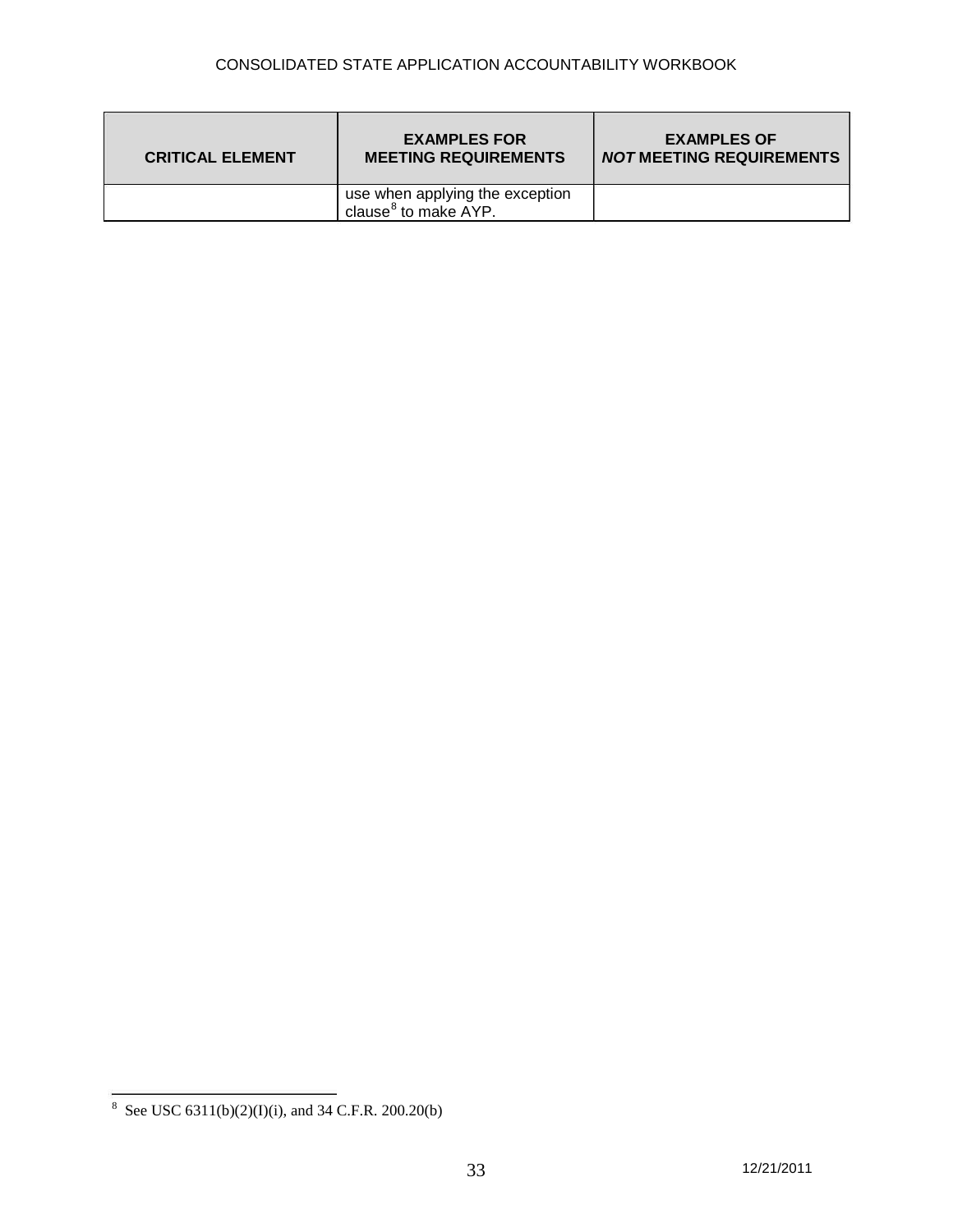| CRITICAL ELEMENT | EXAMPLES FOR MEETING REQUIREMENTS | EXAMPLES OF ***NOT*** MEETING REQUIREMENTS |
|---|---|---|
| | use when applying the exception clause[8] to make AYP. | |

[8] See USC 6311(b)(2)(I)(i), and 34 C.F.R. 200.20(b)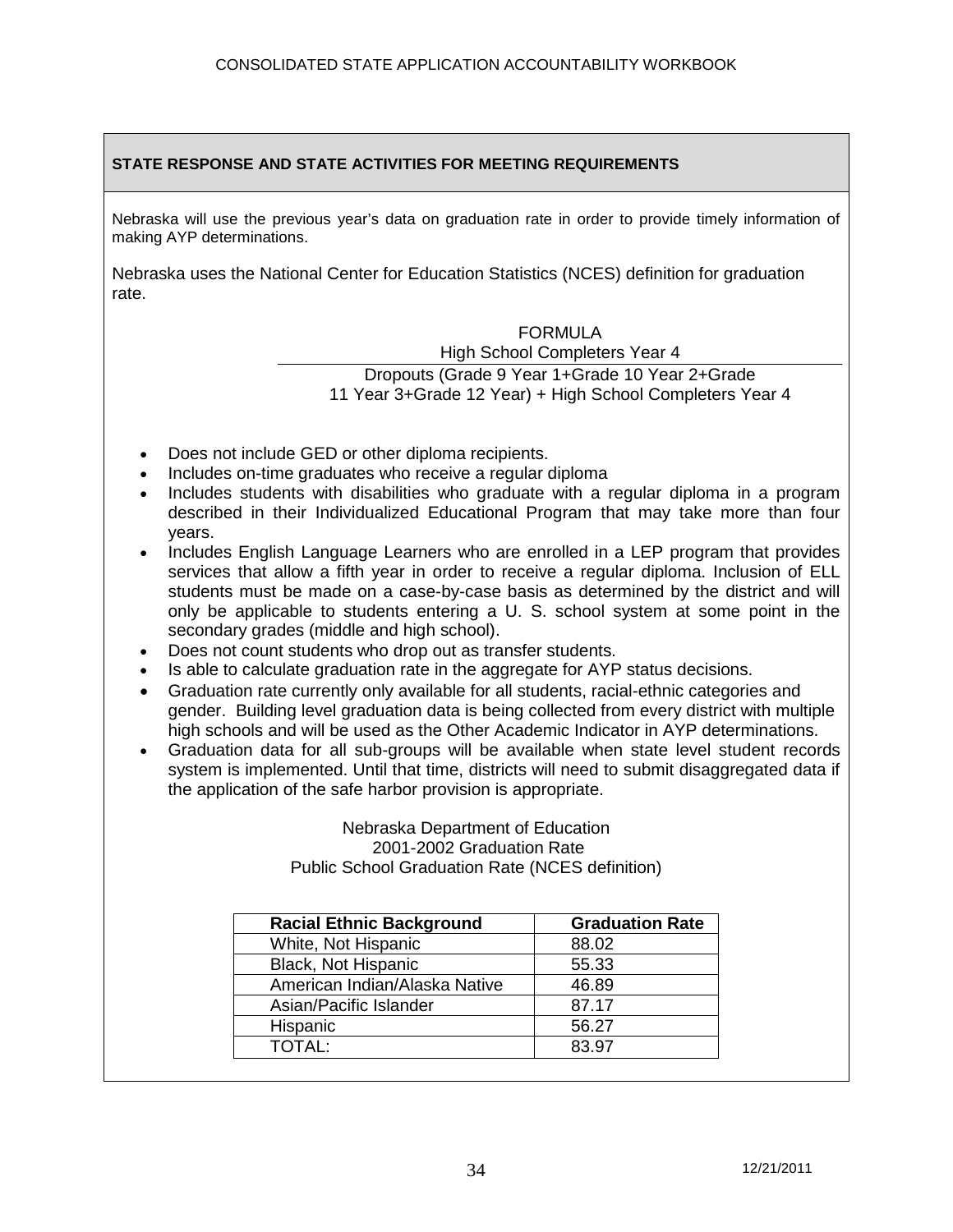## STATE RESPONSE AND STATE ACTIVITIES FOR MEETING REQUIREMENTS

Nebraska will use the previous year's data on graduation rate in order to provide timely information of making AYP determinations.

Nebraska uses the National Center for Education Statistics (NCES) definition for graduation rate.

FORMULA

$$\frac{\text{High School Completers Year 4}}{\text{Dropouts (Grade 9 Year 1+Grade 10 Year 2+Grade 11 Year 3+Grade 12 Year) + High School Completers Year 4}}$$

- Does not include GED or other diploma recipients.
- Includes on-time graduates who receive a regular diploma
- Includes students with disabilities who graduate with a regular diploma in a program described in their Individualized Educational Program that may take more than four years.
- Includes English Language Learners who are enrolled in a LEP program that provides services that allow a fifth year in order to receive a regular diploma. Inclusion of ELL students must be made on a case-by-case basis as determined by the district and will only be applicable to students entering a U. S. school system at some point in the secondary grades (middle and high school).
- Does not count students who drop out as transfer students.
- Is able to calculate graduation rate in the aggregate for AYP status decisions.
- Graduation rate currently only available for all students, racial-ethnic categories and gender. Building level graduation data is being collected from every district with multiple high schools and will be used as the Other Academic Indicator in AYP determinations.
- Graduation data for all sub-groups will be available when state level student records system is implemented. Until that time, districts will need to submit disaggregated data if the application of the safe harbor provision is appropriate.

Nebraska Department of Education
2001-2002 Graduation Rate
Public School Graduation Rate (NCES definition)

| Racial Ethnic Background | Graduation Rate |
|---|---|
| White, Not Hispanic | 88.02 |
| Black, Not Hispanic | 55.33 |
| American Indian/Alaska Native | 46.89 |
| Asian/Pacific Islander | 87.17 |
| Hispanic | 56.27 |
| TOTAL: | 83.97 |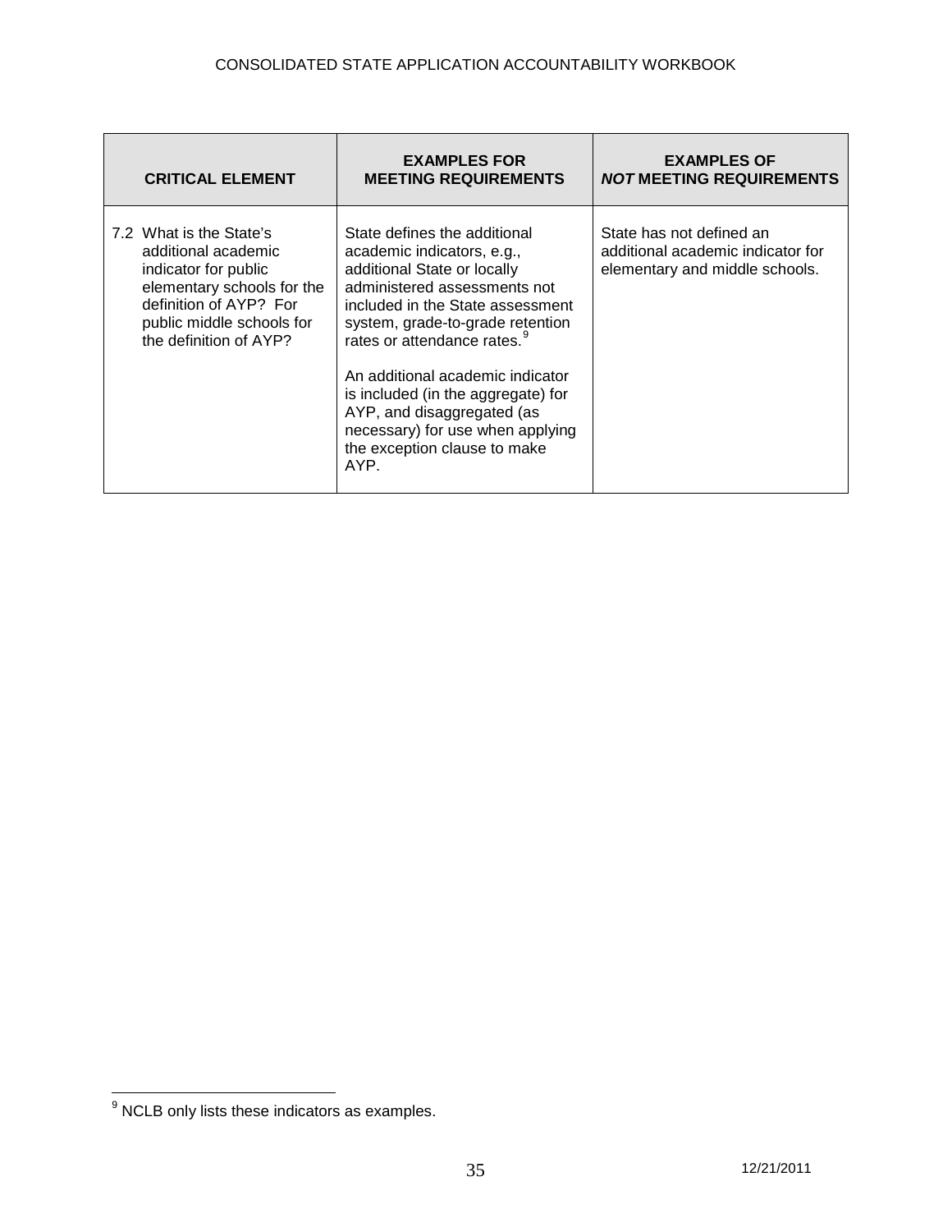| CRITICAL ELEMENT | EXAMPLES FOR MEETING REQUIREMENTS | EXAMPLES OF ***NOT*** MEETING REQUIREMENTS |
|---|---|---|
| 7.2 What is the State's additional academic indicator for public elementary schools for the definition of AYP? For public middle schools for the definition of AYP? | State defines the additional academic indicators, e.g., additional State or locally administered assessments not included in the State assessment system, grade-to-grade retention rates or attendance rates.[9]<br><br>An additional academic indicator is included (in the aggregate) for AYP, and disaggregated (as necessary) for use when applying the exception clause to make AYP. | State has not defined an additional academic indicator for elementary and middle schools. |

[9] NCLB only lists these indicators as examples.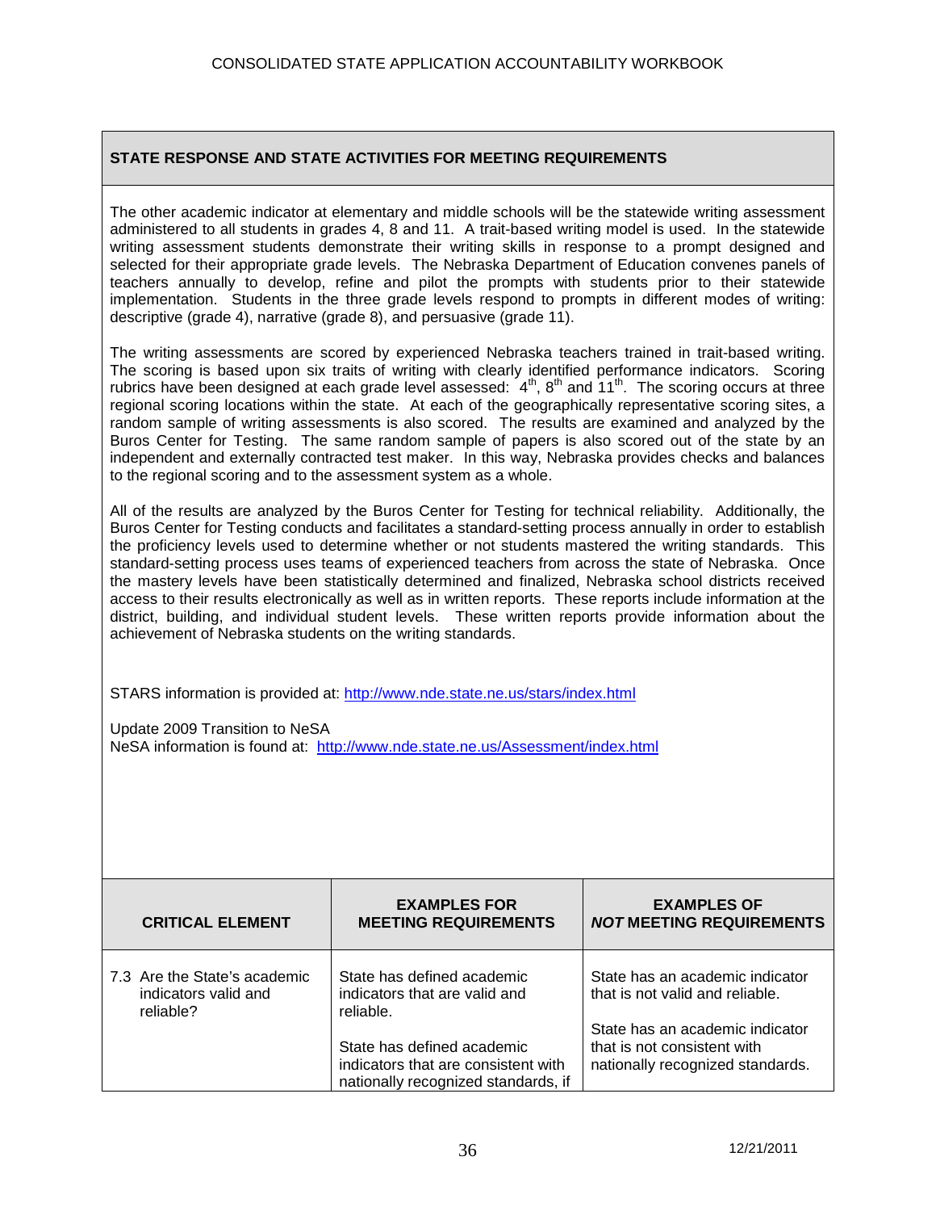**STATE RESPONSE AND STATE ACTIVITIES FOR MEETING REQUIREMENTS**

The other academic indicator at elementary and middle schools will be the statewide writing assessment administered to all students in grades 4, 8 and 11. A trait-based writing model is used. In the statewide writing assessment students demonstrate their writing skills in response to a prompt designed and selected for their appropriate grade levels. The Nebraska Department of Education convenes panels of teachers annually to develop, refine and pilot the prompts with students prior to their statewide implementation. Students in the three grade levels respond to prompts in different modes of writing: descriptive (grade 4), narrative (grade 8), and persuasive (grade 11).

The writing assessments are scored by experienced Nebraska teachers trained in trait-based writing. The scoring is based upon six traits of writing with clearly identified performance indicators. Scoring rubrics have been designed at each grade level assessed: 4th, 8th and 11th. The scoring occurs at three regional scoring locations within the state. At each of the geographically representative scoring sites, a random sample of writing assessments is also scored. The results are examined and analyzed by the Buros Center for Testing. The same random sample of papers is also scored out of the state by an independent and externally contracted test maker. In this way, Nebraska provides checks and balances to the regional scoring and to the assessment system as a whole.

All of the results are analyzed by the Buros Center for Testing for technical reliability. Additionally, the Buros Center for Testing conducts and facilitates a standard-setting process annually in order to establish the proficiency levels used to determine whether or not students mastered the writing standards. This standard-setting process uses teams of experienced teachers from across the state of Nebraska. Once the mastery levels have been statistically determined and finalized, Nebraska school districts received access to their results electronically as well as in written reports. These reports include information at the district, building, and individual student levels. These written reports provide information about the achievement of Nebraska students on the writing standards.

STARS information is provided at: http://www.nde.state.ne.us/stars/index.html

Update 2009 Transition to NeSA
NeSA information is found at: http://www.nde.state.ne.us/Assessment/index.html

| CRITICAL ELEMENT | EXAMPLES FOR MEETING REQUIREMENTS | EXAMPLES OF *NOT* MEETING REQUIREMENTS |
|---|---|---|
| 7.3 Are the State's academic indicators valid and reliable? | State has defined academic indicators that are valid and reliable.<br><br>State has defined academic indicators that are consistent with nationally recognized standards, if | State has an academic indicator that is not valid and reliable.<br><br>State has an academic indicator that is not consistent with nationally recognized standards. |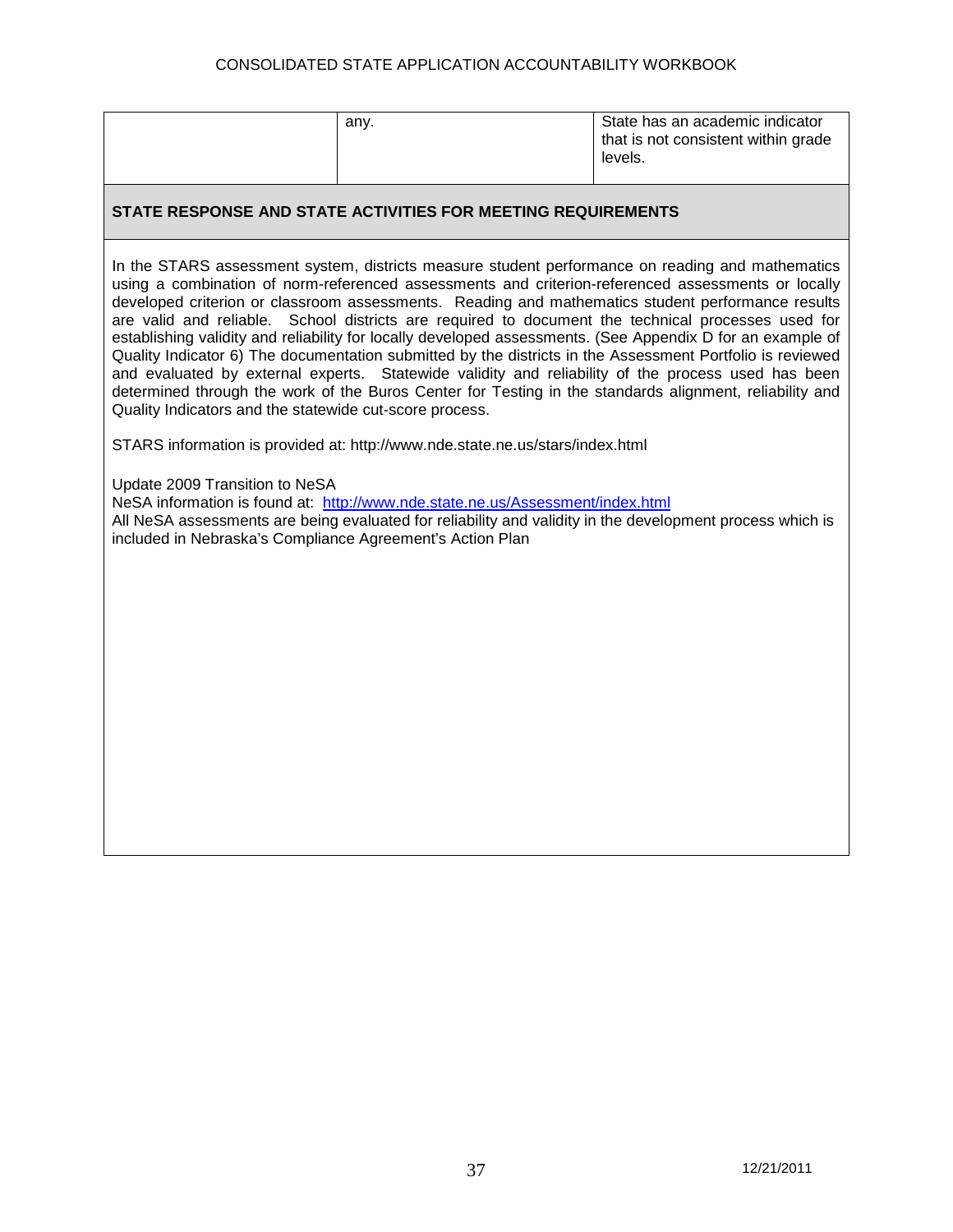| | any. | State has an academic indicator that is not consistent within grade levels. |
|---|---|---|

**STATE RESPONSE AND STATE ACTIVITIES FOR MEETING REQUIREMENTS**

In the STARS assessment system, districts measure student performance on reading and mathematics using a combination of norm-referenced assessments and criterion-referenced assessments or locally developed criterion or classroom assessments. Reading and mathematics student performance results are valid and reliable. School districts are required to document the technical processes used for establishing validity and reliability for locally developed assessments. (See Appendix D for an example of Quality Indicator 6) The documentation submitted by the districts in the Assessment Portfolio is reviewed and evaluated by external experts. Statewide validity and reliability of the process used has been determined through the work of the Buros Center for Testing in the standards alignment, reliability and Quality Indicators and the statewide cut-score process.

STARS information is provided at: http://www.nde.state.ne.us/stars/index.html

Update 2009 Transition to NeSA
NeSA information is found at: http://www.nde.state.ne.us/Assessment/index.html
All NeSA assessments are being evaluated for reliability and validity in the development process which is included in Nebraska's Compliance Agreement's Action Plan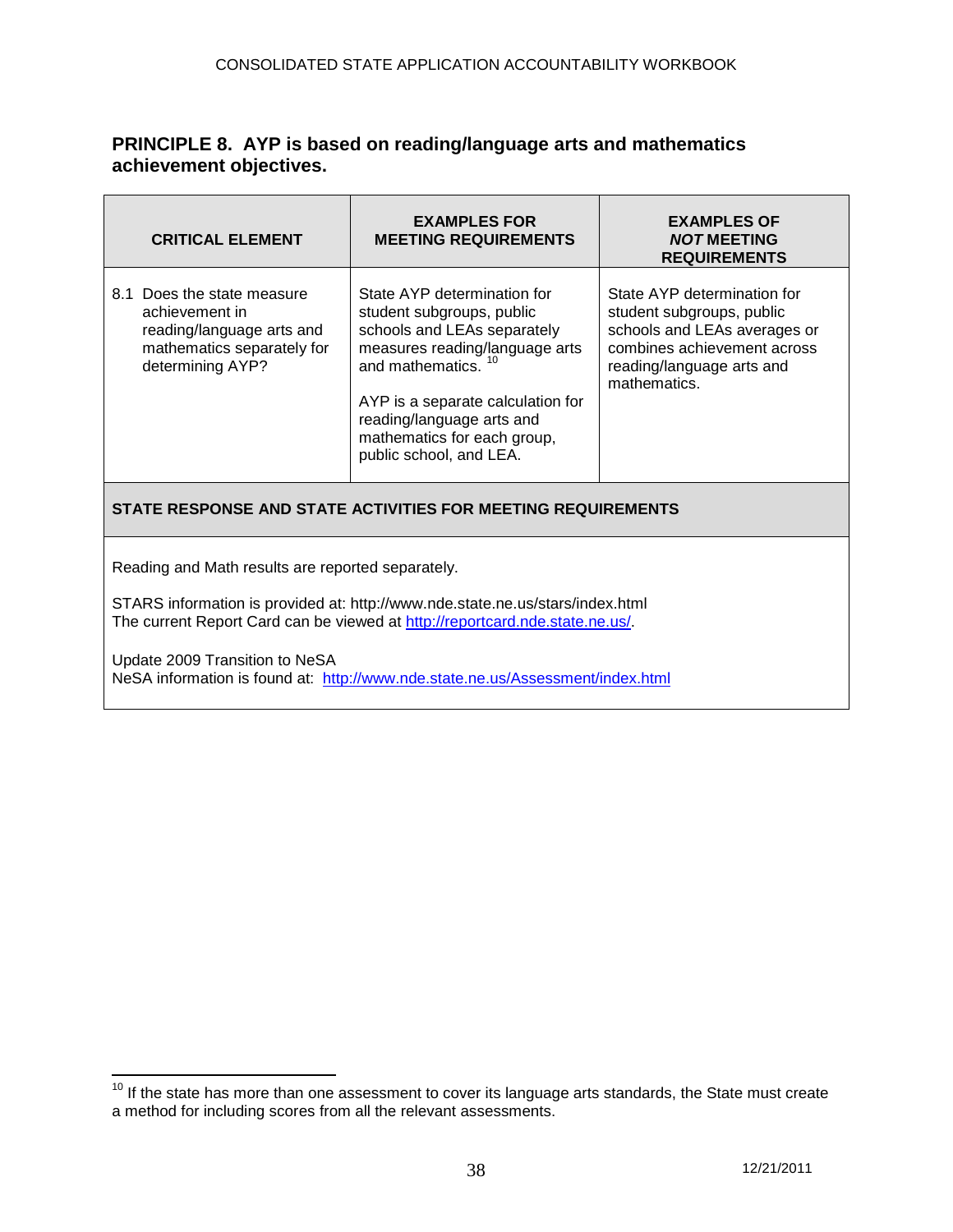## PRINCIPLE 8. AYP is based on reading/language arts and mathematics achievement objectives.

| CRITICAL ELEMENT | EXAMPLES FOR MEETING REQUIREMENTS | EXAMPLES OF *NOT* MEETING REQUIREMENTS |
| --- | --- | --- |
| 8.1 Does the state measure achievement in reading/language arts and mathematics separately for determining AYP? | State AYP determination for student subgroups, public schools and LEAs separately measures reading/language arts and mathematics. [10]<br><br>AYP is a separate calculation for reading/language arts and mathematics for each group, public school, and LEA. | State AYP determination for student subgroups, public schools and LEAs averages or combines achievement across reading/language arts and mathematics. |

**STATE RESPONSE AND STATE ACTIVITIES FOR MEETING REQUIREMENTS**

Reading and Math results are reported separately.

STARS information is provided at: http://www.nde.state.ne.us/stars/index.html
The current Report Card can be viewed at http://reportcard.nde.state.ne.us/.

Update 2009 Transition to NeSA
NeSA information is found at: http://www.nde.state.ne.us/Assessment/index.html

[10] If the state has more than one assessment to cover its language arts standards, the State must create a method for including scores from all the relevant assessments.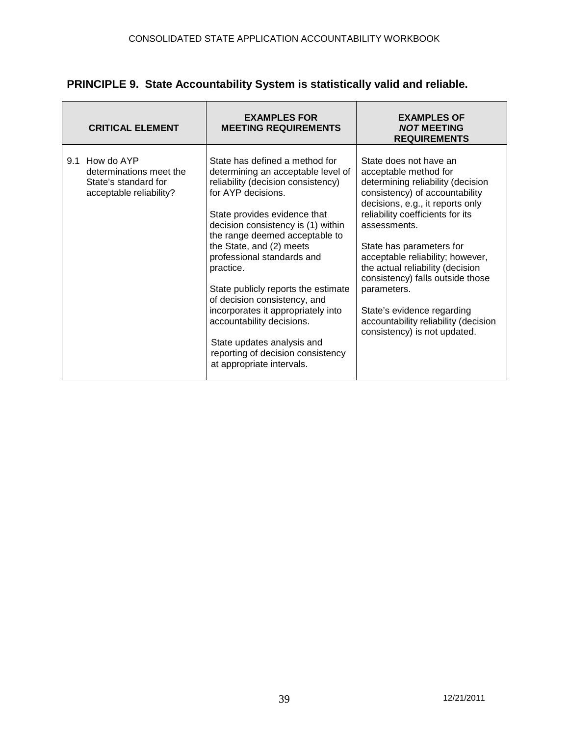## PRINCIPLE 9. State Accountability System is statistically valid and reliable.

| CRITICAL ELEMENT | EXAMPLES FOR MEETING REQUIREMENTS | EXAMPLES OF ***NOT*** MEETING REQUIREMENTS |
|---|---|---|
| 9.1 How do AYP determinations meet the State's standard for acceptable reliability? | State has defined a method for determining an acceptable level of reliability (decision consistency) for AYP decisions.<br><br>State provides evidence that decision consistency is (1) within the range deemed acceptable to the State, and (2) meets professional standards and practice.<br><br>State publicly reports the estimate of decision consistency, and incorporates it appropriately into accountability decisions.<br><br>State updates analysis and reporting of decision consistency at appropriate intervals. | State does not have an acceptable method for determining reliability (decision consistency) of accountability decisions, e.g., it reports only reliability coefficients for its assessments.<br><br>State has parameters for acceptable reliability; however, the actual reliability (decision consistency) falls outside those parameters.<br><br>State's evidence regarding accountability reliability (decision consistency) is not updated. |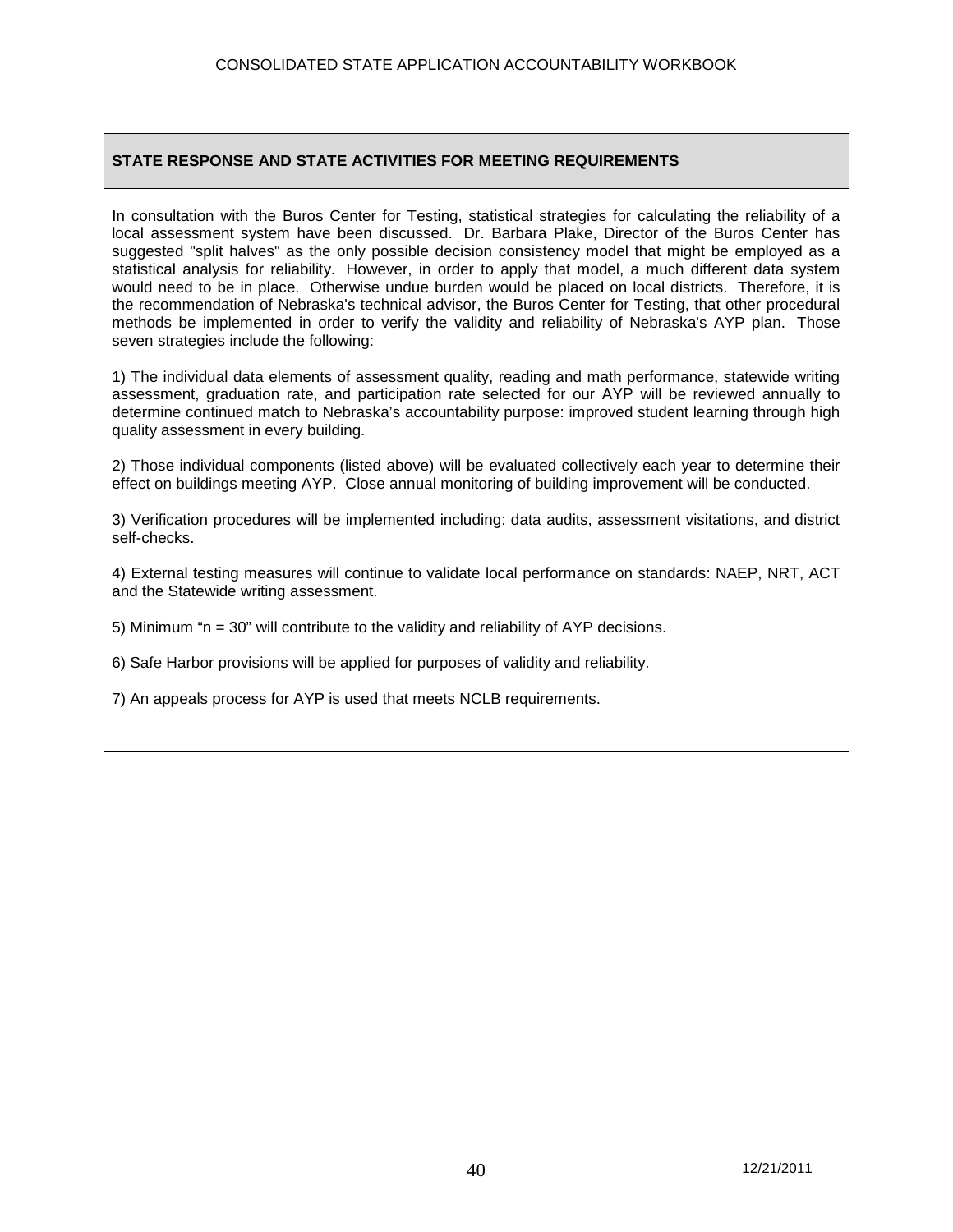## STATE RESPONSE AND STATE ACTIVITIES FOR MEETING REQUIREMENTS

In consultation with the Buros Center for Testing, statistical strategies for calculating the reliability of a local assessment system have been discussed. Dr. Barbara Plake, Director of the Buros Center has suggested "split halves" as the only possible decision consistency model that might be employed as a statistical analysis for reliability. However, in order to apply that model, a much different data system would need to be in place. Otherwise undue burden would be placed on local districts. Therefore, it is the recommendation of Nebraska's technical advisor, the Buros Center for Testing, that other procedural methods be implemented in order to verify the validity and reliability of Nebraska's AYP plan. Those seven strategies include the following:

1) The individual data elements of assessment quality, reading and math performance, statewide writing assessment, graduation rate, and participation rate selected for our AYP will be reviewed annually to determine continued match to Nebraska's accountability purpose: improved student learning through high quality assessment in every building.

2) Those individual components (listed above) will be evaluated collectively each year to determine their effect on buildings meeting AYP. Close annual monitoring of building improvement will be conducted.

3) Verification procedures will be implemented including: data audits, assessment visitations, and district self-checks.

4) External testing measures will continue to validate local performance on standards: NAEP, NRT, ACT and the Statewide writing assessment.

5) Minimum "n = 30" will contribute to the validity and reliability of AYP decisions.

6) Safe Harbor provisions will be applied for purposes of validity and reliability.

7) An appeals process for AYP is used that meets NCLB requirements.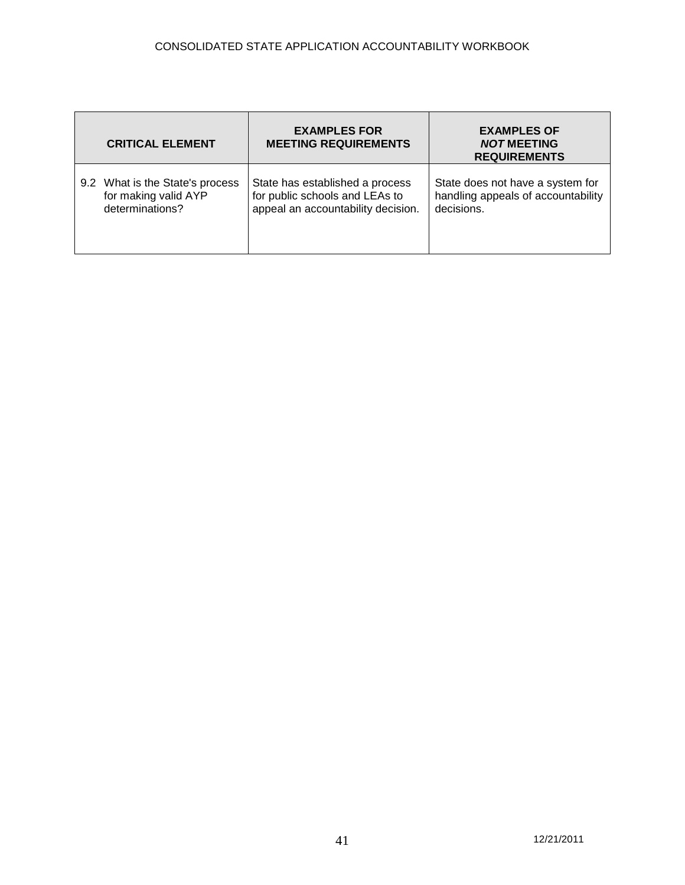| CRITICAL ELEMENT | EXAMPLES FOR MEETING REQUIREMENTS | EXAMPLES OF ***NOT*** MEETING REQUIREMENTS |
|---|---|---|
| 9.2 What is the State's process for making valid AYP determinations? | State has established a process for public schools and LEAs to appeal an accountability decision. | State does not have a system for handling appeals of accountability decisions. |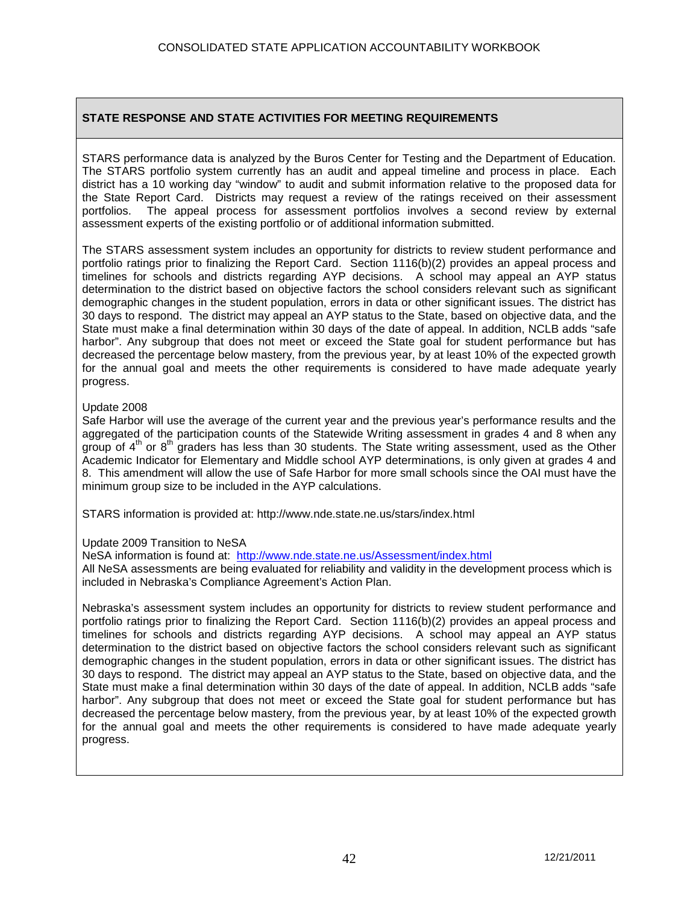**STATE RESPONSE AND STATE ACTIVITIES FOR MEETING REQUIREMENTS**

STARS performance data is analyzed by the Buros Center for Testing and the Department of Education. The STARS portfolio system currently has an audit and appeal timeline and process in place. Each district has a 10 working day "window" to audit and submit information relative to the proposed data for the State Report Card. Districts may request a review of the ratings received on their assessment portfolios. The appeal process for assessment portfolios involves a second review by external assessment experts of the existing portfolio or of additional information submitted.

The STARS assessment system includes an opportunity for districts to review student performance and portfolio ratings prior to finalizing the Report Card. Section 1116(b)(2) provides an appeal process and timelines for schools and districts regarding AYP decisions. A school may appeal an AYP status determination to the district based on objective factors the school considers relevant such as significant demographic changes in the student population, errors in data or other significant issues. The district has 30 days to respond. The district may appeal an AYP status to the State, based on objective data, and the State must make a final determination within 30 days of the date of appeal. In addition, NCLB adds "safe harbor". Any subgroup that does not meet or exceed the State goal for student performance but has decreased the percentage below mastery, from the previous year, by at least 10% of the expected growth for the annual goal and meets the other requirements is considered to have made adequate yearly progress.

Update 2008

Safe Harbor will use the average of the current year and the previous year's performance results and the aggregated of the participation counts of the Statewide Writing assessment in grades 4 and 8 when any group of 4th or 8th graders has less than 30 students. The State writing assessment, used as the Other Academic Indicator for Elementary and Middle school AYP determinations, is only given at grades 4 and 8. This amendment will allow the use of Safe Harbor for more small schools since the OAI must have the minimum group size to be included in the AYP calculations.

STARS information is provided at: http://www.nde.state.ne.us/stars/index.html

Update 2009 Transition to NeSA

NeSA information is found at: http://www.nde.state.ne.us/Assessment/index.html

All NeSA assessments are being evaluated for reliability and validity in the development process which is included in Nebraska's Compliance Agreement's Action Plan.

Nebraska's assessment system includes an opportunity for districts to review student performance and portfolio ratings prior to finalizing the Report Card. Section 1116(b)(2) provides an appeal process and timelines for schools and districts regarding AYP decisions. A school may appeal an AYP status determination to the district based on objective factors the school considers relevant such as significant demographic changes in the student population, errors in data or other significant issues. The district has 30 days to respond. The district may appeal an AYP status to the State, based on objective data, and the State must make a final determination within 30 days of the date of appeal. In addition, NCLB adds "safe harbor". Any subgroup that does not meet or exceed the State goal for student performance but has decreased the percentage below mastery, from the previous year, by at least 10% of the expected growth for the annual goal and meets the other requirements is considered to have made adequate yearly progress.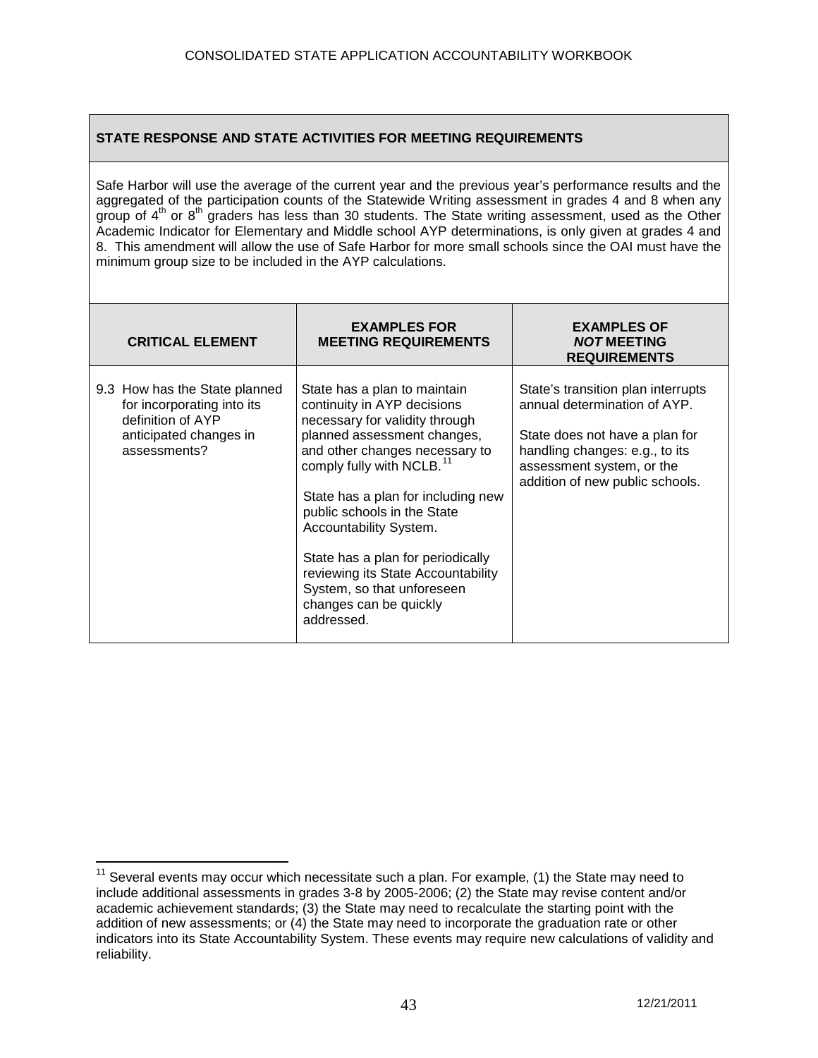| STATE RESPONSE AND STATE ACTIVITIES FOR MEETING REQUIREMENTS |
| --- |
| Safe Harbor will use the average of the current year and the previous year's performance results and the aggregated of the participation counts of the Statewide Writing assessment in grades 4 and 8 when any group of 4th or 8th graders has less than 30 students. The State writing assessment, used as the Other Academic Indicator for Elementary and Middle school AYP determinations, is only given at grades 4 and 8. This amendment will allow the use of Safe Harbor for more small schools since the OAI must have the minimum group size to be included in the AYP calculations. |

| CRITICAL ELEMENT | EXAMPLES FOR MEETING REQUIREMENTS | EXAMPLES OF ***NOT*** MEETING REQUIREMENTS |
| --- | --- | --- |
| 9.3 How has the State planned for incorporating into its definition of AYP anticipated changes in assessments? | State has a plan to maintain continuity in AYP decisions necessary for validity through planned assessment changes, and other changes necessary to comply fully with NCLB.[11]<br><br>State has a plan for including new public schools in the State Accountability System.<br><br>State has a plan for periodically reviewing its State Accountability System, so that unforeseen changes can be quickly addressed. | State's transition plan interrupts annual determination of AYP.<br><br>State does not have a plan for handling changes: e.g., to its assessment system, or the addition of new public schools. |

[11] Several events may occur which necessitate such a plan. For example, (1) the State may need to include additional assessments in grades 3-8 by 2005-2006; (2) the State may revise content and/or academic achievement standards; (3) the State may need to recalculate the starting point with the addition of new assessments; or (4) the State may need to incorporate the graduation rate or other indicators into its State Accountability System. These events may require new calculations of validity and reliability.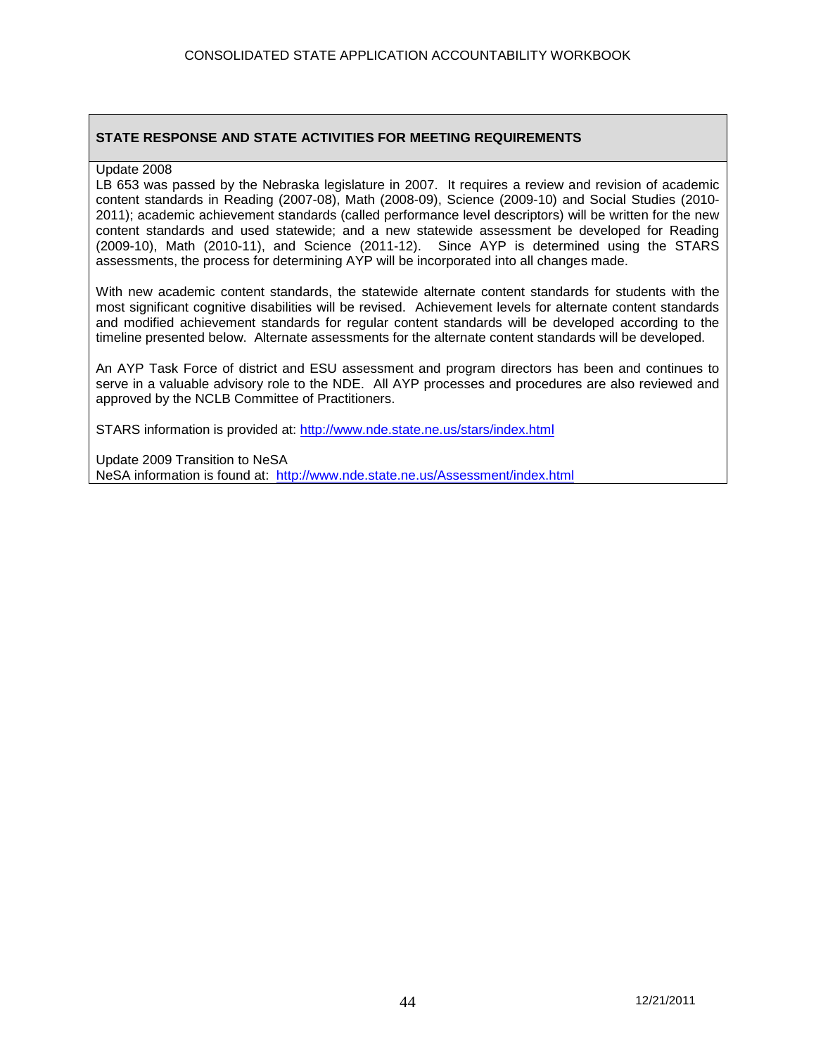**STATE RESPONSE AND STATE ACTIVITIES FOR MEETING REQUIREMENTS**

Update 2008

LB 653 was passed by the Nebraska legislature in 2007. It requires a review and revision of academic content standards in Reading (2007-08), Math (2008-09), Science (2009-10) and Social Studies (2010-2011); academic achievement standards (called performance level descriptors) will be written for the new content standards and used statewide; and a new statewide assessment be developed for Reading (2009-10), Math (2010-11), and Science (2011-12). Since AYP is determined using the STARS assessments, the process for determining AYP will be incorporated into all changes made.

With new academic content standards, the statewide alternate content standards for students with the most significant cognitive disabilities will be revised. Achievement levels for alternate content standards and modified achievement standards for regular content standards will be developed according to the timeline presented below. Alternate assessments for the alternate content standards will be developed.

An AYP Task Force of district and ESU assessment and program directors has been and continues to serve in a valuable advisory role to the NDE. All AYP processes and procedures are also reviewed and approved by the NCLB Committee of Practitioners.

STARS information is provided at: http://www.nde.state.ne.us/stars/index.html

Update 2009 Transition to NeSA

NeSA information is found at: http://www.nde.state.ne.us/Assessment/index.html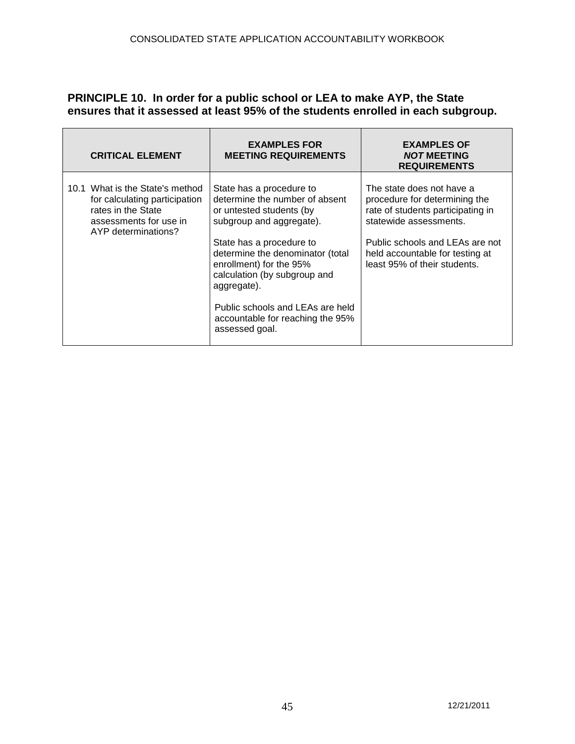## PRINCIPLE 10. In order for a public school or LEA to make AYP, the State ensures that it assessed at least 95% of the students enrolled in each subgroup.

| CRITICAL ELEMENT | EXAMPLES FOR MEETING REQUIREMENTS | EXAMPLES OF ***NOT*** MEETING REQUIREMENTS |
|---|---|---|
| 10.1 What is the State's method for calculating participation rates in the State assessments for use in AYP determinations? | State has a procedure to determine the number of absent or untested students (by subgroup and aggregate).<br><br>State has a procedure to determine the denominator (total enrollment) for the 95% calculation (by subgroup and aggregate).<br><br>Public schools and LEAs are held accountable for reaching the 95% assessed goal. | The state does not have a procedure for determining the rate of students participating in statewide assessments.<br><br>Public schools and LEAs are not held accountable for testing at least 95% of their students. |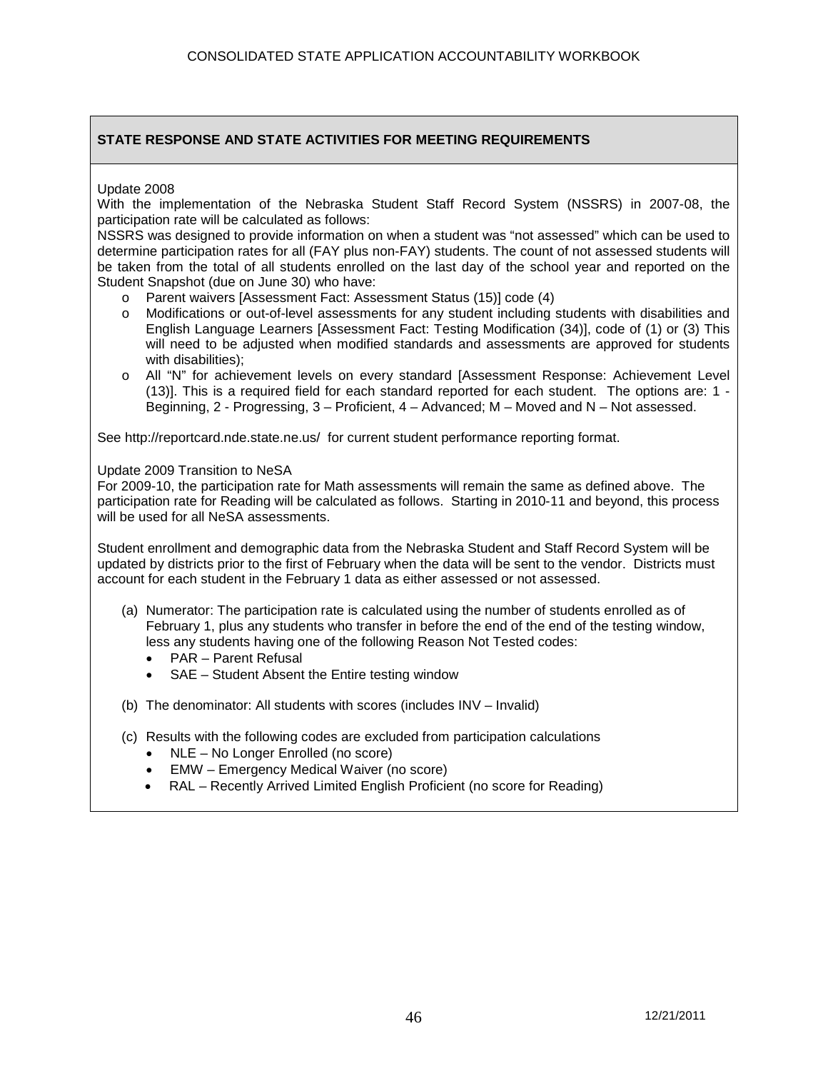**STATE RESPONSE AND STATE ACTIVITIES FOR MEETING REQUIREMENTS**

Update 2008

With the implementation of the Nebraska Student Staff Record System (NSSRS) in 2007-08, the participation rate will be calculated as follows:

NSSRS was designed to provide information on when a student was "not assessed" which can be used to determine participation rates for all (FAY plus non-FAY) students. The count of not assessed students will be taken from the total of all students enrolled on the last day of the school year and reported on the Student Snapshot (due on June 30) who have:

- Parent waivers [Assessment Fact: Assessment Status (15)] code (4)
- Modifications or out-of-level assessments for any student including students with disabilities and English Language Learners [Assessment Fact: Testing Modification (34)], code of (1) or (3) This will need to be adjusted when modified standards and assessments are approved for students with disabilities);
- All "N" for achievement levels on every standard [Assessment Response: Achievement Level (13)]. This is a required field for each standard reported for each student. The options are: 1 - Beginning, 2 - Progressing, 3 – Proficient, 4 – Advanced; M – Moved and N – Not assessed.

See http://reportcard.nde.state.ne.us/ for current student performance reporting format.

Update 2009 Transition to NeSA

For 2009-10, the participation rate for Math assessments will remain the same as defined above. The participation rate for Reading will be calculated as follows. Starting in 2010-11 and beyond, this process will be used for all NeSA assessments.

Student enrollment and demographic data from the Nebraska Student and Staff Record System will be updated by districts prior to the first of February when the data will be sent to the vendor. Districts must account for each student in the February 1 data as either assessed or not assessed.

(a) Numerator: The participation rate is calculated using the number of students enrolled as of February 1, plus any students who transfer in before the end of the end of the testing window, less any students having one of the following Reason Not Tested codes:
   - PAR – Parent Refusal
   - SAE – Student Absent the Entire testing window

(b) The denominator: All students with scores (includes INV – Invalid)

(c) Results with the following codes are excluded from participation calculations
   - NLE – No Longer Enrolled (no score)
   - EMW – Emergency Medical Waiver (no score)
   - RAL – Recently Arrived Limited English Proficient (no score for Reading)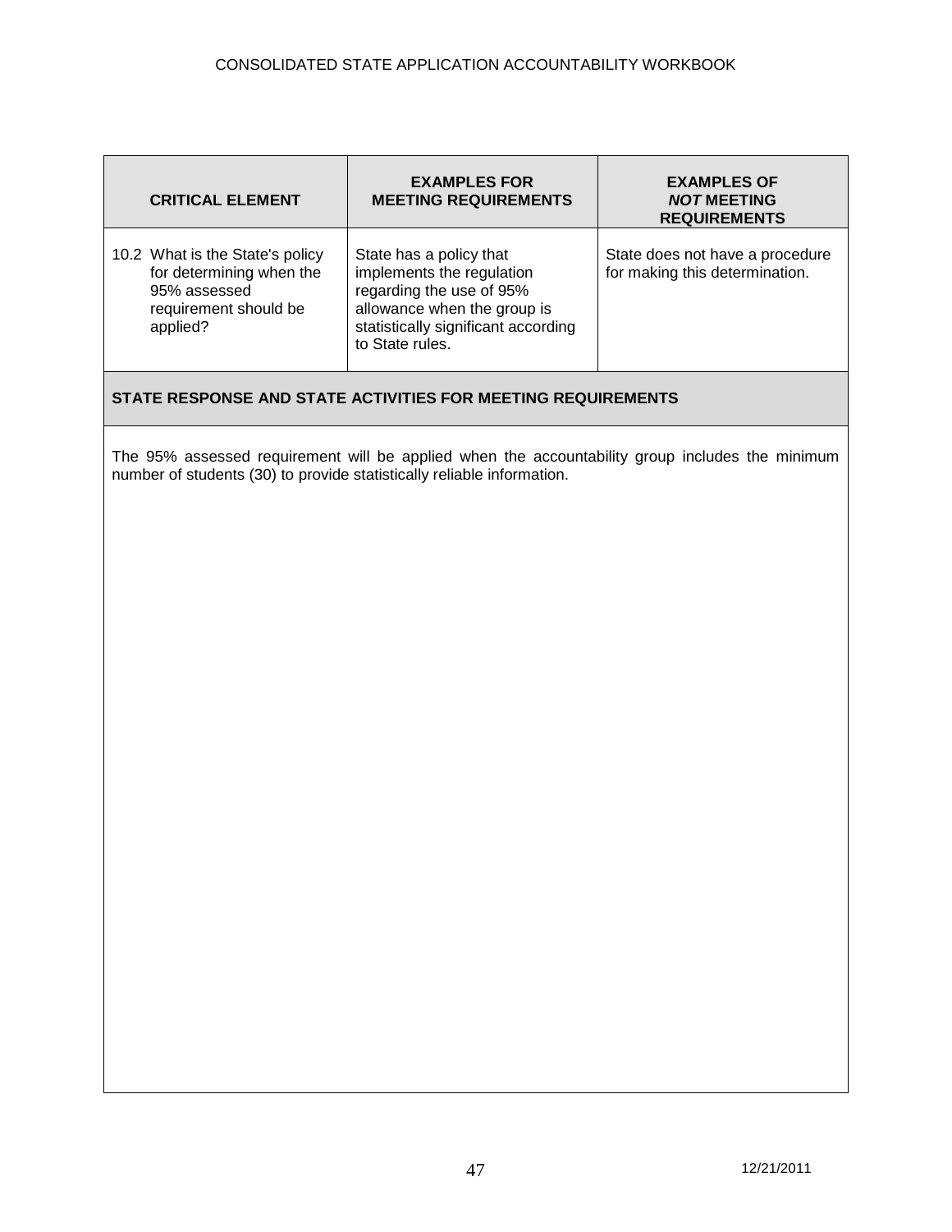| CRITICAL ELEMENT | EXAMPLES FOR MEETING REQUIREMENTS | EXAMPLES OF ***NOT*** MEETING REQUIREMENTS |
|---|---|---|
| 10.2 What is the State's policy for determining when the 95% assessed requirement should be applied? | State has a policy that implements the regulation regarding the use of 95% allowance when the group is statistically significant according to State rules. | State does not have a procedure for making this determination. |

**STATE RESPONSE AND STATE ACTIVITIES FOR MEETING REQUIREMENTS**

The 95% assessed requirement will be applied when the accountability group includes the minimum number of students (30) to provide statistically reliable information.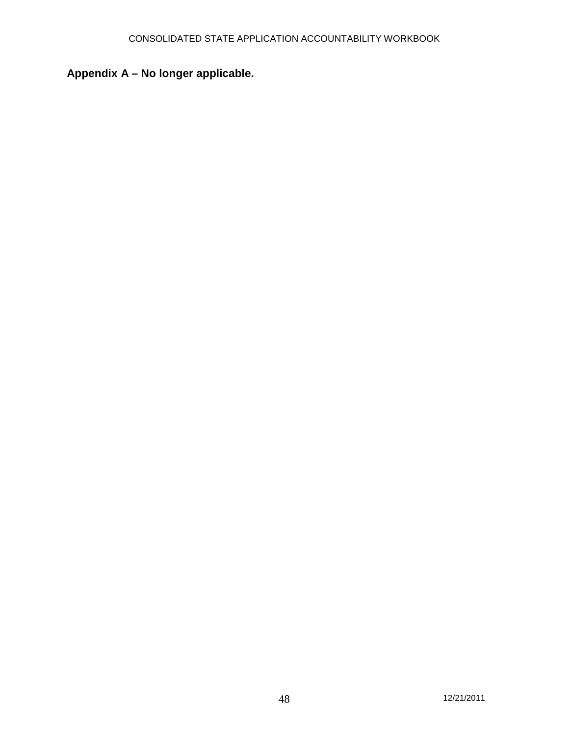## Appendix A – No longer applicable.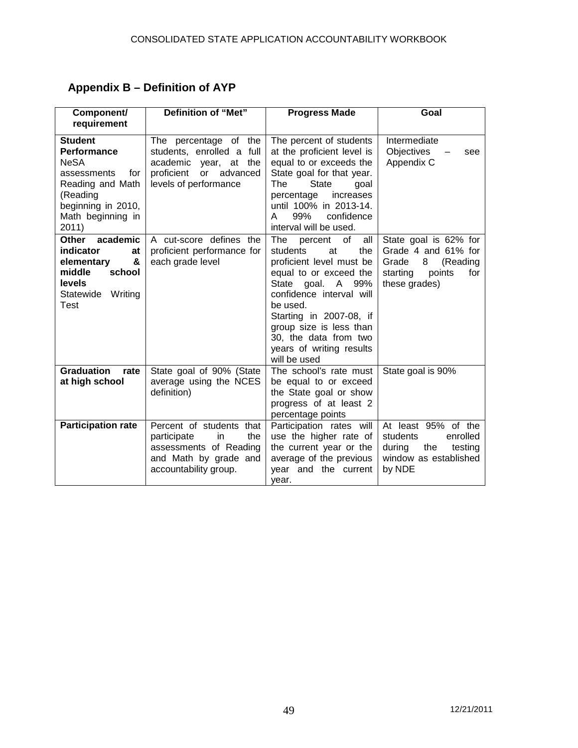## Appendix B – Definition of AYP

| Component/ requirement | Definition of "Met" | Progress Made | Goal |
|---|---|---|---|
| **Student Performance** NeSA assessments for Reading and Math (Reading beginning in 2010, Math beginning in 2011) | The percentage of the students, enrolled a full academic year, at the proficient or advanced levels of performance | The percent of students at the proficient level is equal to or exceeds the State goal for that year. The State goal percentage increases until 100% in 2013-14. A 99% confidence interval will be used. | Intermediate Objectives – see Appendix C |
| **Other academic indicator at elementary & middle school levels** Statewide Writing Test | A cut-score defines the proficient performance for each grade level | The percent of all students at the proficient level must be equal to or exceed the State goal. A 99% confidence interval will be used. Starting in 2007-08, if group size is less than 30, the data from two years of writing results will be used | State goal is 62% for Grade 4 and 61% for Grade 8 (Reading starting points for these grades) |
| **Graduation rate at high school** | State goal of 90% (State average using the NCES definition) | The school's rate must be equal to or exceed the State goal or show progress of at least 2 percentage points | State goal is 90% |
| **Participation rate** | Percent of students that participate in the assessments of Reading and Math by grade and accountability group. | Participation rates will use the higher rate of the current year or the average of the previous year and the current year. | At least 95% of the students enrolled during the testing window as established by NDE |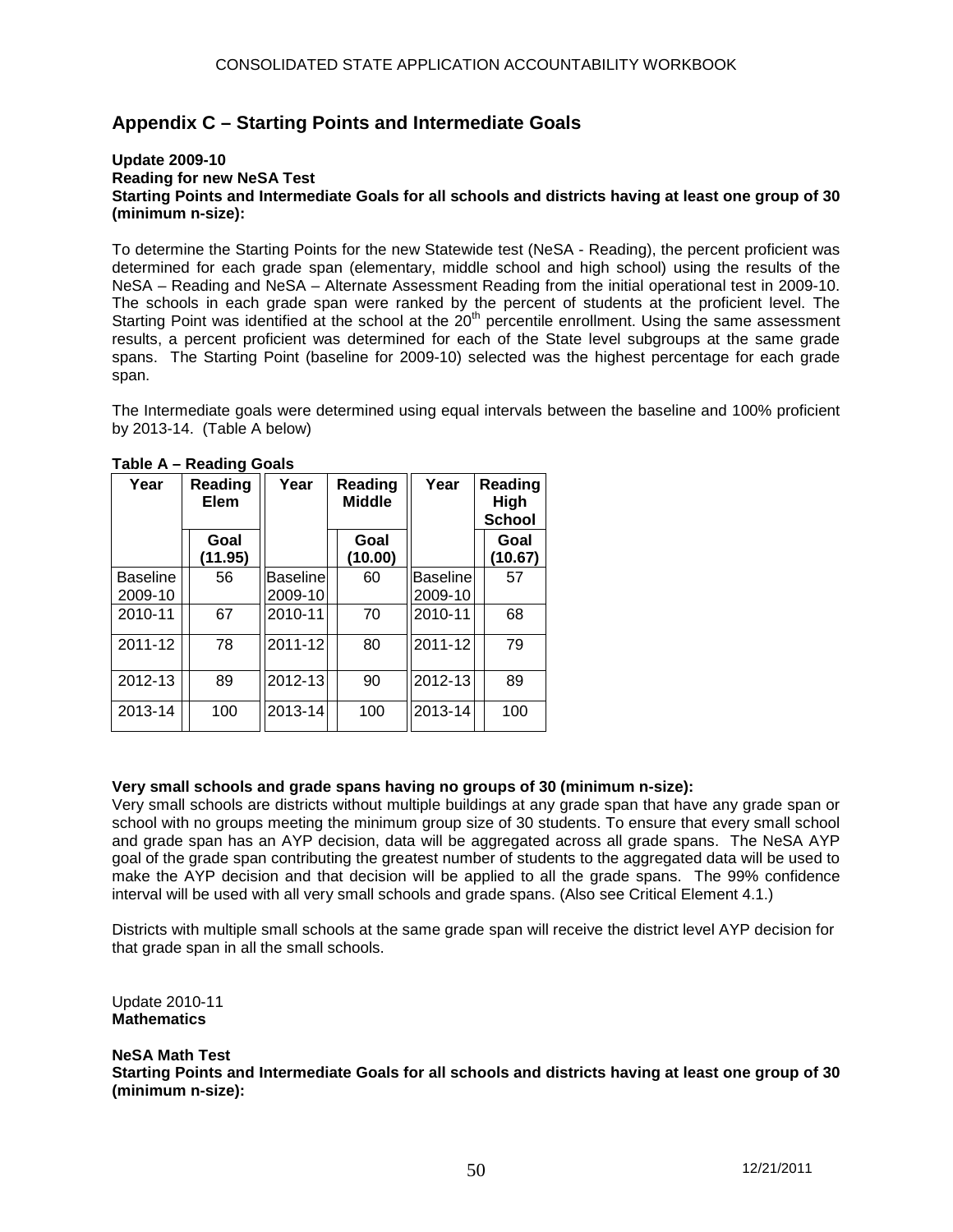## Appendix C – Starting Points and Intermediate Goals

**Update 2009-10**
**Reading for new NeSA Test**
**Starting Points and Intermediate Goals for all schools and districts having at least one group of 30 (minimum n-size):**

To determine the Starting Points for the new Statewide test (NeSA - Reading), the percent proficient was determined for each grade span (elementary, middle school and high school) using the results of the NeSA – Reading and NeSA – Alternate Assessment Reading from the initial operational test in 2009-10. The schools in each grade span were ranked by the percent of students at the proficient level. The Starting Point was identified at the school at the 20th percentile enrollment. Using the same assessment results, a percent proficient was determined for each of the State level subgroups at the same grade spans. The Starting Point (baseline for 2009-10) selected was the highest percentage for each grade span.

The Intermediate goals were determined using equal intervals between the baseline and 100% proficient by 2013-14. (Table A below)

**Table A – Reading Goals**

| Year | Reading Elem | Year | Reading Middle | Year | Reading High School |
|---|---|---|---|---|---|
| | Goal (11.95) | | Goal (10.00) | | Goal (10.67) |
| Baseline 2009-10 | 56 | Baseline 2009-10 | 60 | Baseline 2009-10 | 57 |
| 2010-11 | 67 | 2010-11 | 70 | 2010-11 | 68 |
| 2011-12 | 78 | 2011-12 | 80 | 2011-12 | 79 |
| 2012-13 | 89 | 2012-13 | 90 | 2012-13 | 89 |
| 2013-14 | 100 | 2013-14 | 100 | 2013-14 | 100 |

**Very small schools and grade spans having no groups of 30 (minimum n-size):**
Very small schools are districts without multiple buildings at any grade span that have any grade span or school with no groups meeting the minimum group size of 30 students. To ensure that every small school and grade span has an AYP decision, data will be aggregated across all grade spans. The NeSA AYP goal of the grade span contributing the greatest number of students to the aggregated data will be used to make the AYP decision and that decision will be applied to all the grade spans. The 99% confidence interval will be used with all very small schools and grade spans. (Also see Critical Element 4.1.)

Districts with multiple small schools at the same grade span will receive the district level AYP decision for that grade span in all the small schools.

Update 2010-11
**Mathematics**

**NeSA Math Test**
**Starting Points and Intermediate Goals for all schools and districts having at least one group of 30 (minimum n-size):**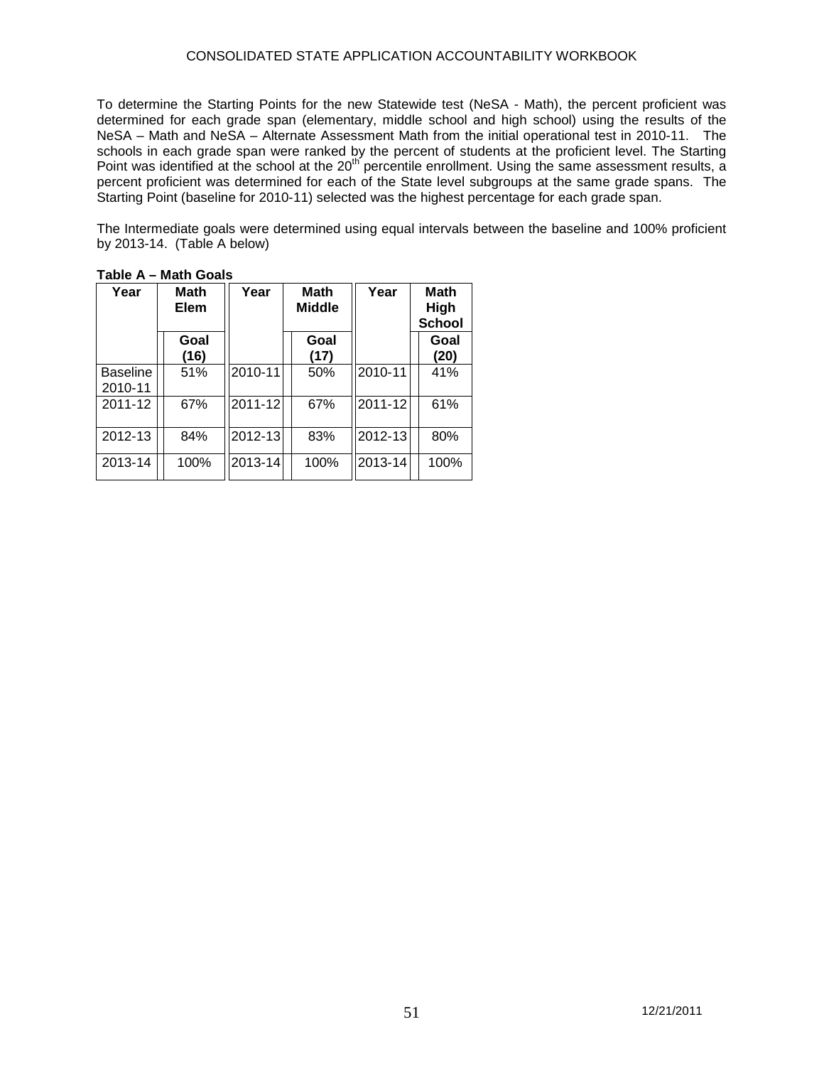To determine the Starting Points for the new Statewide test (NeSA - Math), the percent proficient was determined for each grade span (elementary, middle school and high school) using the results of the NeSA – Math and NeSA – Alternate Assessment Math from the initial operational test in 2010-11. The schools in each grade span were ranked by the percent of students at the proficient level. The Starting Point was identified at the school at the 20th percentile enrollment. Using the same assessment results, a percent proficient was determined for each of the State level subgroups at the same grade spans. The Starting Point (baseline for 2010-11) selected was the highest percentage for each grade span.

The Intermediate goals were determined using equal intervals between the baseline and 100% proficient by 2013-14. (Table A below)

**Table A – Math Goals**

| Year | Math Elem | Year | Math Middle | Year | Math High School |
|---|---|---|---|---|---|
| | **Goal (16)** | | **Goal (17)** | | **Goal (20)** |
| Baseline 2010-11 | 51% | 2010-11 | 50% | 2010-11 | 41% |
| 2011-12 | 67% | 2011-12 | 67% | 2011-12 | 61% |
| 2012-13 | 84% | 2012-13 | 83% | 2012-13 | 80% |
| 2013-14 | 100% | 2013-14 | 100% | 2013-14 | 100% |